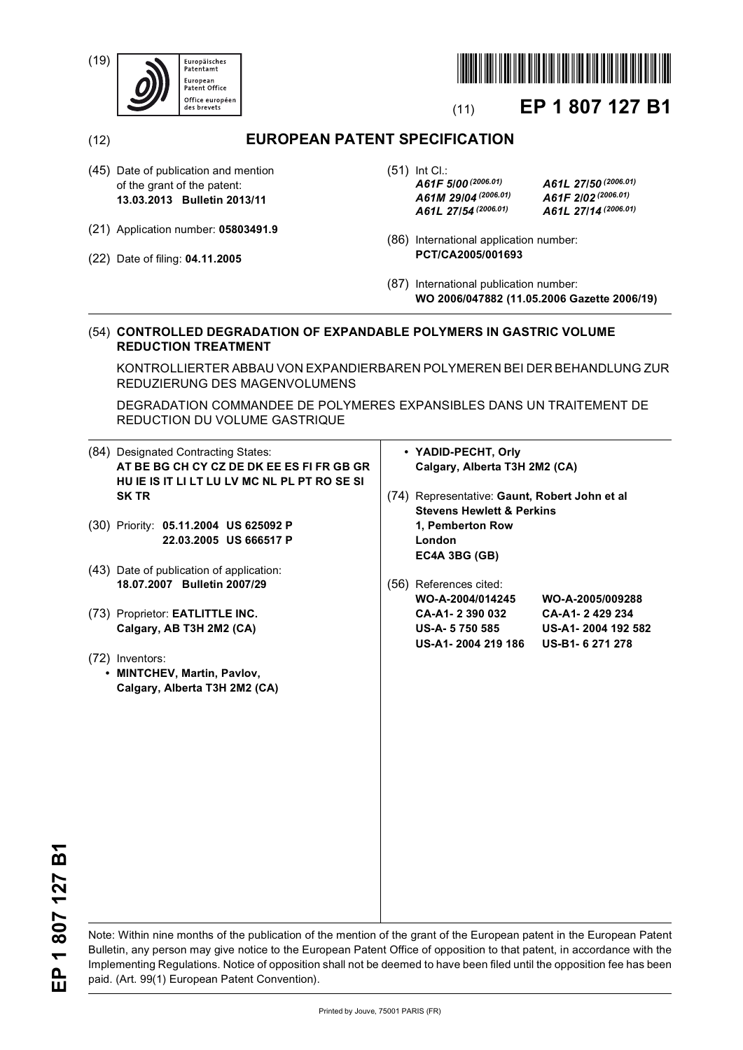(19) Europäisches Patentamt / European Patent Office / Office européen des brevets

(11) **EP 1 807 127 B1**

(12) **EUROPEAN PATENT SPECIFICATION**

(45) Date of publication and mention of the grant of the patent: **13.03.2013 Bulletin 2013/11**

(21) Application number: **05803491.9**

(22) Date of filing: **04.11.2005**

(51) Int Cl.:
*A61F 5/00 (2006.01)* *A61L 27/50 (2006.01)*
*A61M 29/04 (2006.01)* *A61F 2/02 (2006.01)*
*A61L 27/54 (2006.01)* *A61L 27/14 (2006.01)*

(86) International application number: **PCT/CA2005/001693**

(87) International publication number: **WO 2006/047882 (11.05.2006 Gazette 2006/19)**

(54) **CONTROLLED DEGRADATION OF EXPANDABLE POLYMERS IN GASTRIC VOLUME REDUCTION TREATMENT**

KONTROLLIERTER ABBAU VON EXPANDIERBAREN POLYMEREN BEI DER BEHANDLUNG ZUR REDUZIERUNG DES MAGENVOLUMENS

DEGRADATION COMMANDEE DE POLYMERES EXPANSIBLES DANS UN TRAITEMENT DE REDUCTION DU VOLUME GASTRIQUE

(84) Designated Contracting States: **AT BE BG CH CY CZ DE DK EE ES FI FR GB GR HU IE IS IT LI LT LU LV MC NL PL PT RO SE SI SK TR**

(30) Priority: **05.11.2004 US 625092 P**
**22.03.2005 US 666517 P**

(43) Date of publication of application: **18.07.2007 Bulletin 2007/29**

(73) Proprietor: **EATLITTLE INC. Calgary, AB T3H 2M2 (CA)**

(72) Inventors:
- **MINTCHEV, Martin, Pavlov, Calgary, Alberta T3H 2M2 (CA)**
- **YADID-PECHT, Orly Calgary, Alberta T3H 2M2 (CA)**

(74) Representative: **Gaunt, Robert John et al Stevens Hewlett & Perkins 1, Pemberton Row London EC4A 3BG (GB)**

(56) References cited:

| | |
|---|---|
| WO-A-2004/014245 | WO-A-2005/009288 |
| CA-A1- 2 390 032 | CA-A1- 2 429 234 |
| US-A- 5 750 585 | US-A1- 2004 192 582 |
| US-A1- 2004 219 186 | US-B1- 6 271 278 |

Note: Within nine months of the publication of the mention of the grant of the European patent in the European Patent Bulletin, any person may give notice to the European Patent Office of opposition to that patent, in accordance with the Implementing Regulations. Notice of opposition shall not be deemed to have been filed until the opposition fee has been paid. (Art. 99(1) European Patent Convention).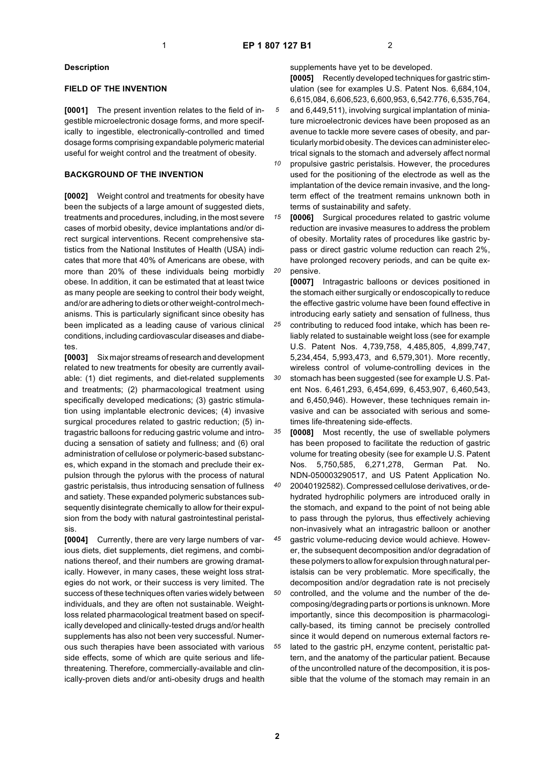## Description

### FIELD OF THE INVENTION

**[0001]** The present invention relates to the field of ingestible microelectronic dosage forms, and more specifically to ingestible, electronically-controlled and timed dosage forms comprising expandable polymeric material useful for weight control and the treatment of obesity.

### BACKGROUND OF THE INVENTION

**[0002]** Weight control and treatments for obesity have been the subjects of a large amount of suggested diets, treatments and procedures, including, in the most severe cases of morbid obesity, device implantations and/or direct surgical interventions. Recent comprehensive statistics from the National Institutes of Health (USA) indicates that more that 40% of Americans are obese, with more than 20% of these individuals being morbidly obese. In addition, it can be estimated that at least twice as many people are seeking to control their body weight, and/or are adhering to diets or other weight-control mechanisms. This is particularly significant since obesity has been implicated as a leading cause of various clinical conditions, including cardiovascular diseases and diabetes.

**[0003]** Six major streams of research and development related to new treatments for obesity are currently available: (1) diet regiments, and diet-related supplements and treatments; (2) pharmacological treatment using specifically developed medications; (3) gastric stimulation using implantable electronic devices; (4) invasive surgical procedures related to gastric reduction; (5) intragastric balloons for reducing gastric volume and introducing a sensation of satiety and fullness; and (6) oral administration of cellulose or polymeric-based substances, which expand in the stomach and preclude their expulsion through the pylorus with the process of natural gastric peristalsis, thus introducing sensation of fullness and satiety. These expanded polymeric substances subsequently disintegrate chemically to allow for their expulsion from the body with natural gastrointestinal peristalsis.

**[0004]** Currently, there are very large numbers of various diets, diet supplements, diet regimens, and combinations thereof, and their numbers are growing dramatically. However, in many cases, these weight loss strategies do not work, or their success is very limited. The success of these techniques often varies widely between individuals, and they are often not sustainable. Weight-loss related pharmacological treatment based on specifically developed and clinically-tested drugs and/or health supplements has also not been very successful. Numerous such therapies have been associated with various side effects, some of which are quite serious and life-threatening. Therefore, commercially-available and clinically-proven diets and/or anti-obesity drugs and health supplements have yet to be developed.

**[0005]** Recently developed techniques for gastric stimulation (see for examples U.S. Patent Nos. 6,684,104, 6,615,084, 6,606,523, 6,600,953, 6,542.776, 6,535,764, and 6,449,511), involving surgical implantation of miniature microelectronic devices have been proposed as an avenue to tackle more severe cases of obesity, and particularly morbid obesity. The devices can administer electrical signals to the stomach and adversely affect normal propulsive gastric peristalsis. However, the procedures used for the positioning of the electrode as well as the implantation of the device remain invasive, and the long-term effect of the treatment remains unknown both in terms of sustainability and safety.

**[0006]** Surgical procedures related to gastric volume reduction are invasive measures to address the problem of obesity. Mortality rates of procedures like gastric bypass or direct gastric volume reduction can reach 2%, have prolonged recovery periods, and can be quite expensive.

**[0007]** Intragastric balloons or devices positioned in the stomach either surgically or endoscopically to reduce the effective gastric volume have been found effective in introducing early satiety and sensation of fullness, thus contributing to reduced food intake, which has been reliably related to sustainable weight loss (see for example U.S. Patent Nos. 4,739,758, 4,485,805, 4,899,747, 5,234,454, 5,993,473, and 6,579,301). More recently, wireless control of volume-controlling devices in the stomach has been suggested (see for example U.S. Patent Nos. 6,461,293, 6,454,699, 6,453,907, 6,460,543, and 6,450,946). However, these techniques remain invasive and can be associated with serious and sometimes life-threatening side-effects.

**[0008]** Most recently, the use of swellable polymers has been proposed to facilitate the reduction of gastric volume for treating obesity (see for example U.S. Patent Nos. 5,750,585, 6,271,278, German Pat. No. NDN-050003290517, and US Patent Application No. 20040192582). Compressed cellulose derivatives, or dehydrated hydrophilic polymers are introduced orally in the stomach, and expand to the point of not being able to pass through the pylorus, thus effectively achieving non-invasively what an intragastric balloon or another gastric volume-reducing device would achieve. However, the subsequent decomposition and/or degradation of these polymers to allow for expulsion through natural peristalsis can be very problematic. More specifically, the decomposition and/or degradation rate is not precisely controlled, and the volume and the number of the decomposing/degrading parts or portions is unknown. More importantly, since this decomposition is pharmacologically-based, its timing cannot be precisely controlled since it would depend on numerous external factors related to the gastric pH, enzyme content, peristaltic pattern, and the anatomy of the particular patient. Because of the uncontrolled nature of the decomposition, it is possible that the volume of the stomach may remain in an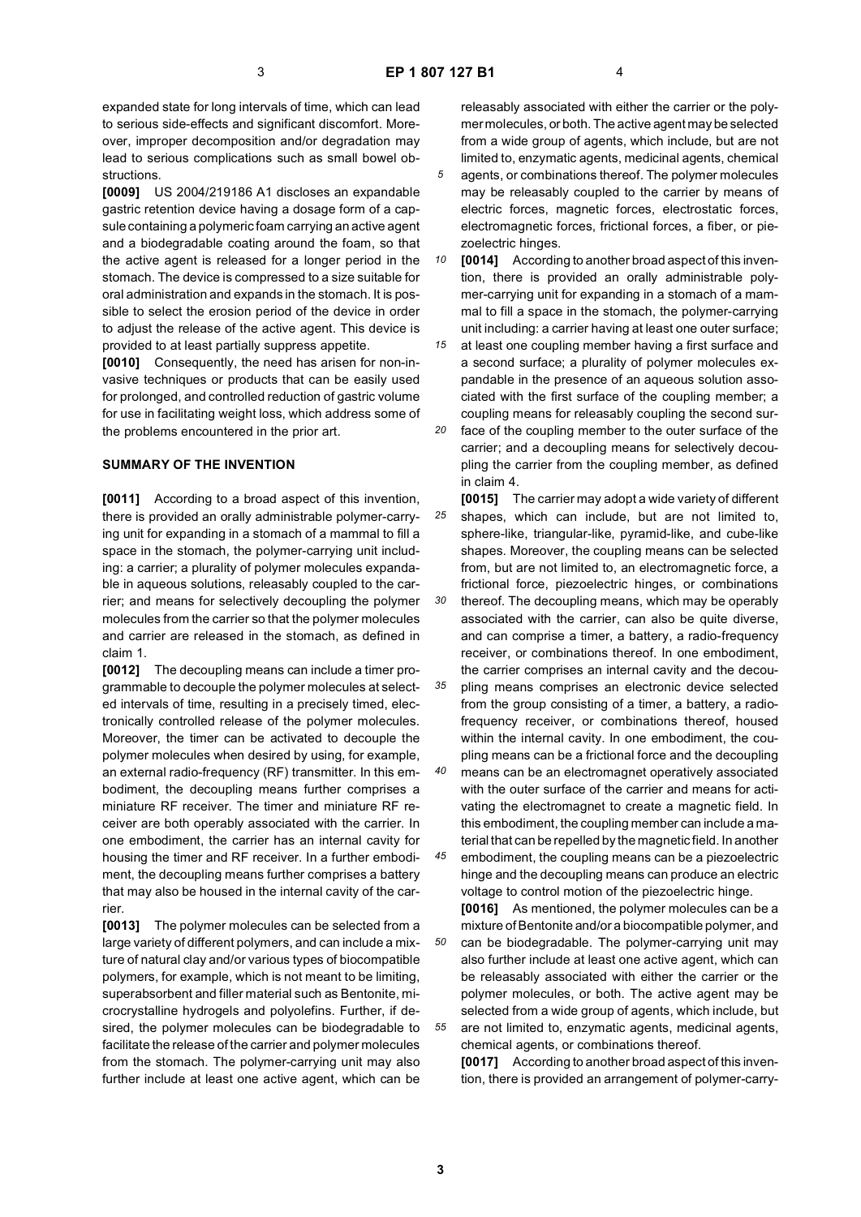expanded state for long intervals of time, which can lead to serious side-effects and significant discomfort. Moreover, improper decomposition and/or degradation may lead to serious complications such as small bowel obstructions.

**[0009]** US 2004/219186 A1 discloses an expandable gastric retention device having a dosage form of a capsule containing a polymeric foam carrying an active agent and a biodegradable coating around the foam, so that the active agent is released for a longer period in the stomach. The device is compressed to a size suitable for oral administration and expands in the stomach. It is possible to select the erosion period of the device in order to adjust the release of the active agent. This device is provided to at least partially suppress appetite.

**[0010]** Consequently, the need has arisen for non-invasive techniques or products that can be easily used for prolonged, and controlled reduction of gastric volume for use in facilitating weight loss, which address some of the problems encountered in the prior art.

## SUMMARY OF THE INVENTION

**[0011]** According to a broad aspect of this invention, there is provided an orally administrable polymer-carrying unit for expanding in a stomach of a mammal to fill a space in the stomach, the polymer-carrying unit including: a carrier; a plurality of polymer molecules expandable in aqueous solutions, releasably coupled to the carrier; and means for selectively decoupling the polymer molecules from the carrier so that the polymer molecules and carrier are released in the stomach, as defined in claim 1.

**[0012]** The decoupling means can include a timer programmable to decouple the polymer molecules at selected intervals of time, resulting in a precisely timed, electronically controlled release of the polymer molecules. Moreover, the timer can be activated to decouple the polymer molecules when desired by using, for example, an external radio-frequency (RF) transmitter. In this embodiment, the decoupling means further comprises a miniature RF receiver. The timer and miniature RF receiver are both operably associated with the carrier. In one embodiment, the carrier has an internal cavity for housing the timer and RF receiver. In a further embodiment, the decoupling means further comprises a battery that may also be housed in the internal cavity of the carrier.

**[0013]** The polymer molecules can be selected from a large variety of different polymers, and can include a mixture of natural clay and/or various types of biocompatible polymers, for example, which is not meant to be limiting, superabsorbent and filler material such as Bentonite, microcrystalline hydrogels and polyolefins. Further, if desired, the polymer molecules can be biodegradable to facilitate the release of the carrier and polymer molecules from the stomach. The polymer-carrying unit may also further include at least one active agent, which can be releasably associated with either the carrier or the polymer molecules, or both. The active agent may be selected from a wide group of agents, which include, but are not limited to, enzymatic agents, medicinal agents, chemical agents, or combinations thereof. The polymer molecules may be releasably coupled to the carrier by means of electric forces, magnetic forces, electrostatic forces, electromagnetic forces, frictional forces, a fiber, or piezoelectric hinges.

**[0014]** According to another broad aspect of this invention, there is provided an orally administrable polymer-carrying unit for expanding in a stomach of a mammal to fill a space in the stomach, the polymer-carrying unit including: a carrier having at least one outer surface; at least one coupling member having a first surface and a second surface; a plurality of polymer molecules expandable in the presence of an aqueous solution associated with the first surface of the coupling member; a coupling means for releasably coupling the second surface of the coupling member to the outer surface of the carrier; and a decoupling means for selectively decoupling the carrier from the coupling member, as defined in claim 4.

**[0015]** The carrier may adopt a wide variety of different shapes, which can include, but are not limited to, sphere-like, triangular-like, pyramid-like, and cube-like shapes. Moreover, the coupling means can be selected from, but are not limited to, an electromagnetic force, a frictional force, piezoelectric hinges, or combinations thereof. The decoupling means, which may be operably associated with the carrier, can also be quite diverse, and can comprise a timer, a battery, a radio-frequency receiver, or combinations thereof. In one embodiment, the carrier comprises an internal cavity and the decoupling means comprises an electronic device selected from the group consisting of a timer, a battery, a radio-frequency receiver, or combinations thereof, housed within the internal cavity. In one embodiment, the coupling means can be a frictional force and the decoupling means can be an electromagnet operatively associated with the outer surface of the carrier and means for activating the electromagnet to create a magnetic field. In this embodiment, the coupling member can include a material that can be repelled by the magnetic field. In another embodiment, the coupling means can be a piezoelectric hinge and the decoupling means can produce an electric voltage to control motion of the piezoelectric hinge.

**[0016]** As mentioned, the polymer molecules can be a mixture of Bentonite and/or a biocompatible polymer, and can be biodegradable. The polymer-carrying unit may also further include at least one active agent, which can be releasably associated with either the carrier or the polymer molecules, or both. The active agent may be selected from a wide group of agents, which include, but are not limited to, enzymatic agents, medicinal agents, chemical agents, or combinations thereof.

**[0017]** According to another broad aspect of this invention, there is provided an arrangement of polymer-carry-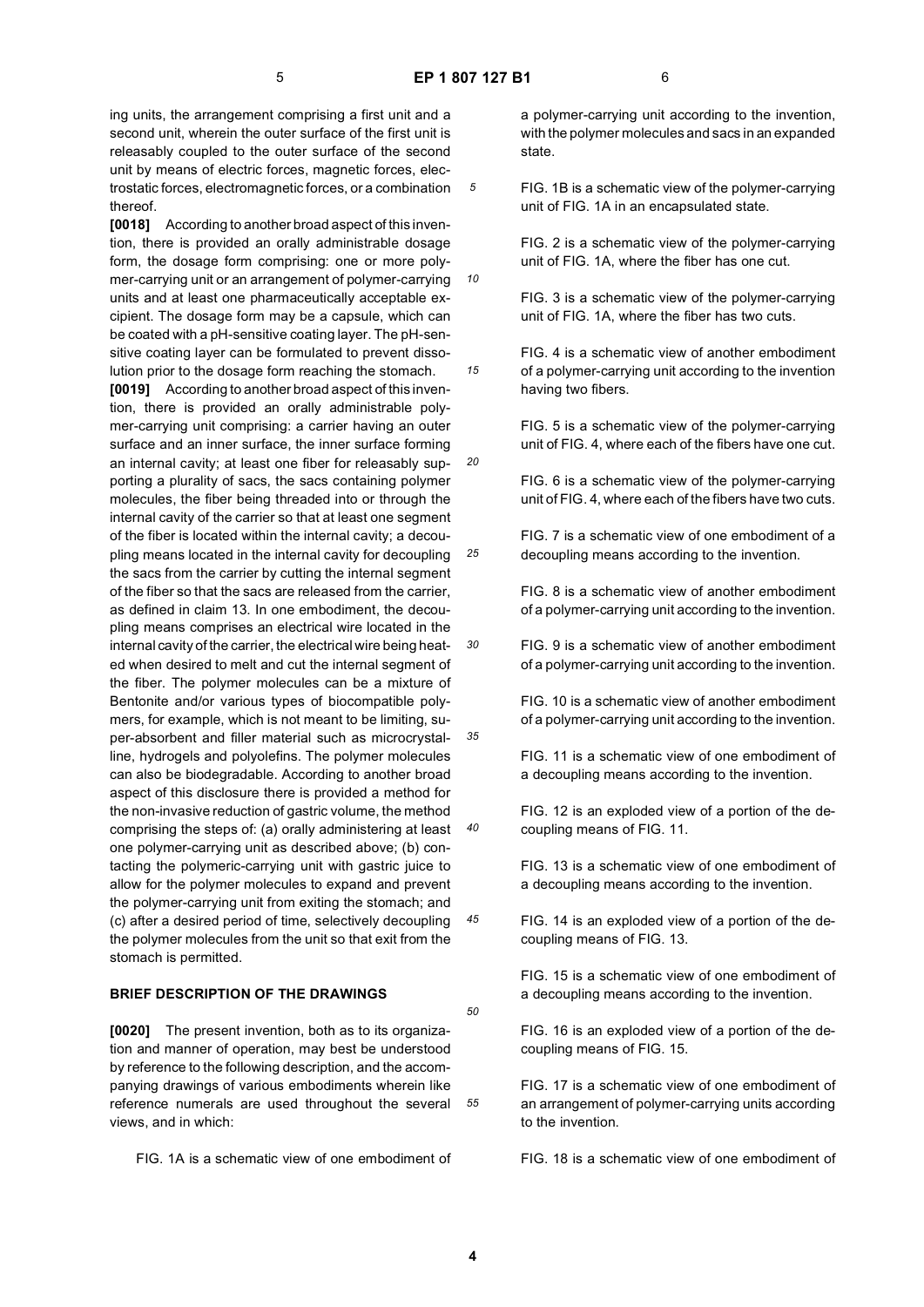ing units, the arrangement comprising a first unit and a second unit, wherein the outer surface of the first unit is releasably coupled to the outer surface of the second unit by means of electric forces, magnetic forces, electrostatic forces, electromagnetic forces, or a combination thereof.

**[0018]** According to another broad aspect of this invention, there is provided an orally administrable dosage form, the dosage form comprising: one or more polymer-carrying unit or an arrangement of polymer-carrying units and at least one pharmaceutically acceptable excipient. The dosage form may be a capsule, which can be coated with a pH-sensitive coating layer. The pH-sensitive coating layer can be formulated to prevent dissolution prior to the dosage form reaching the stomach.

**[0019]** According to another broad aspect of this invention, there is provided an orally administrable polymer-carrying unit comprising: a carrier having an outer surface and an inner surface, the inner surface forming an internal cavity; at least one fiber for releasably supporting a plurality of sacs, the sacs containing polymer molecules, the fiber being threaded into or through the internal cavity of the carrier so that at least one segment of the fiber is located within the internal cavity; a decoupling means located in the internal cavity for decoupling the sacs from the carrier by cutting the internal segment of the fiber so that the sacs are released from the carrier, as defined in claim 13. In one embodiment, the decoupling means comprises an electrical wire located in the internal cavity of the carrier, the electrical wire being heated when desired to melt and cut the internal segment of the fiber. The polymer molecules can be a mixture of Bentonite and/or various types of biocompatible polymers, for example, which is not meant to be limiting, super-absorbent and filler material such as microcrystalline, hydrogels and polyolefins. The polymer molecules can also be biodegradable. According to another broad aspect of this disclosure there is provided a method for the non-invasive reduction of gastric volume, the method comprising the steps of: (a) orally administering at least one polymer-carrying unit as described above; (b) contacting the polymeric-carrying unit with gastric juice to allow for the polymer molecules to expand and prevent the polymer-carrying unit from exiting the stomach; and (c) after a desired period of time, selectively decoupling the polymer molecules from the unit so that exit from the stomach is permitted.

## BRIEF DESCRIPTION OF THE DRAWINGS

**[0020]** The present invention, both as to its organization and manner of operation, may best be understood by reference to the following description, and the accompanying drawings of various embodiments wherein like reference numerals are used throughout the several views, and in which:

FIG. 1A is a schematic view of one embodiment of a polymer-carrying unit according to the invention, with the polymer molecules and sacs in an expanded state.

FIG. 1B is a schematic view of the polymer-carrying unit of FIG. 1A in an encapsulated state.

FIG. 2 is a schematic view of the polymer-carrying unit of FIG. 1A, where the fiber has one cut.

FIG. 3 is a schematic view of the polymer-carrying unit of FIG. 1A, where the fiber has two cuts.

FIG. 4 is a schematic view of another embodiment of a polymer-carrying unit according to the invention having two fibers.

FIG. 5 is a schematic view of the polymer-carrying unit of FIG. 4, where each of the fibers have one cut.

FIG. 6 is a schematic view of the polymer-carrying unit of FIG. 4, where each of the fibers have two cuts.

FIG. 7 is a schematic view of one embodiment of a decoupling means according to the invention.

FIG. 8 is a schematic view of another embodiment of a polymer-carrying unit according to the invention.

FIG. 9 is a schematic view of another embodiment of a polymer-carrying unit according to the invention.

FIG. 10 is a schematic view of another embodiment of a polymer-carrying unit according to the invention.

FIG. 11 is a schematic view of one embodiment of a decoupling means according to the invention.

FIG. 12 is an exploded view of a portion of the decoupling means of FIG. 11.

FIG. 13 is a schematic view of one embodiment of a decoupling means according to the invention.

FIG. 14 is an exploded view of a portion of the decoupling means of FIG. 13.

FIG. 15 is a schematic view of one embodiment of a decoupling means according to the invention.

FIG. 16 is an exploded view of a portion of the decoupling means of FIG. 15.

FIG. 17 is a schematic view of one embodiment of an arrangement of polymer-carrying units according to the invention.

FIG. 18 is a schematic view of one embodiment of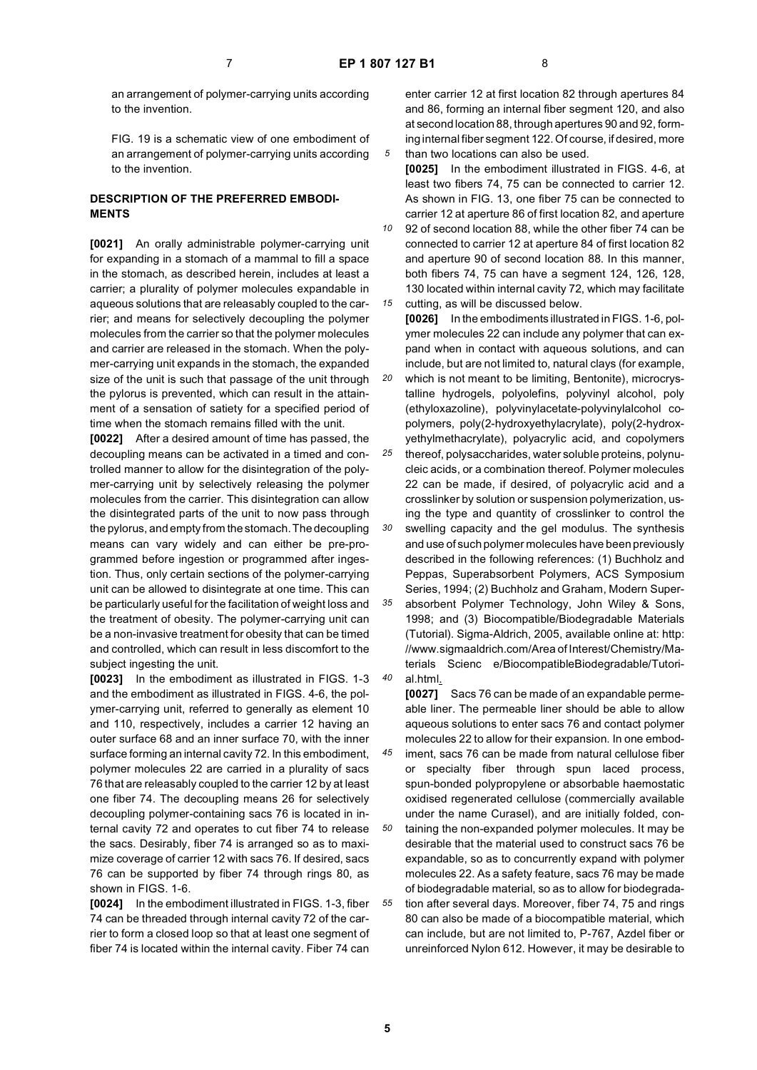an arrangement of polymer-carrying units according to the invention.

FIG. 19 is a schematic view of one embodiment of an arrangement of polymer-carrying units according to the invention.

## DESCRIPTION OF THE PREFERRED EMBODIMENTS

**[0021]** An orally administrable polymer-carrying unit for expanding in a stomach of a mammal to fill a space in the stomach, as described herein, includes at least a carrier; a plurality of polymer molecules expandable in aqueous solutions that are releasably coupled to the carrier; and means for selectively decoupling the polymer molecules from the carrier so that the polymer molecules and carrier are released in the stomach. When the polymer-carrying unit expands in the stomach, the expanded size of the unit is such that passage of the unit through the pylorus is prevented, which can result in the attainment of a sensation of satiety for a specified period of time when the stomach remains filled with the unit.

**[0022]** After a desired amount of time has passed, the decoupling means can be activated in a timed and controlled manner to allow for the disintegration of the polymer-carrying unit by selectively releasing the polymer molecules from the carrier. This disintegration can allow the disintegrated parts of the unit to now pass through the pylorus, and empty from the stomach. The decoupling means can vary widely and can either be pre-programmed before ingestion or programmed after ingestion. Thus, only certain sections of the polymer-carrying unit can be allowed to disintegrate at one time. This can be particularly useful for the facilitation of weight loss and the treatment of obesity. The polymer-carrying unit can be a non-invasive treatment for obesity that can be timed and controlled, which can result in less discomfort to the subject ingesting the unit.

**[0023]** In the embodiment as illustrated in FIGS. 1-3 and the embodiment as illustrated in FIGS. 4-6, the polymer-carrying unit, referred to generally as element 10 and 110, respectively, includes a carrier 12 having an outer surface 68 and an inner surface 70, with the inner surface forming an internal cavity 72. In this embodiment, polymer molecules 22 are carried in a plurality of sacs 76 that are releasably coupled to the carrier 12 by at least one fiber 74. The decoupling means 26 for selectively decoupling polymer-containing sacs 76 is located in internal cavity 72 and operates to cut fiber 74 to release the sacs. Desirably, fiber 74 is arranged so as to maximize coverage of carrier 12 with sacs 76. If desired, sacs 76 can be supported by fiber 74 through rings 80, as shown in FIGS. 1-6.

**[0024]** In the embodiment illustrated in FIGS. 1-3, fiber 74 can be threaded through internal cavity 72 of the carrier to form a closed loop so that at least one segment of fiber 74 is located within the internal cavity. Fiber 74 can enter carrier 12 at first location 82 through apertures 84 and 86, forming an internal fiber segment 120, and also at second location 88, through apertures 90 and 92, forming internal fiber segment 122. Of course, if desired, more than two locations can also be used.

**[0025]** In the embodiment illustrated in FIGS. 4-6, at least two fibers 74, 75 can be connected to carrier 12. As shown in FIG. 13, one fiber 75 can be connected to carrier 12 at aperture 86 of first location 82, and aperture 92 of second location 88, while the other fiber 74 can be connected to carrier 12 at aperture 84 of first location 82 and aperture 90 of second location 88. In this manner, both fibers 74, 75 can have a segment 124, 126, 128, 130 located within internal cavity 72, which may facilitate cutting, as will be discussed below.

**[0026]** In the embodiments illustrated in FIGS. 1-6, polymer molecules 22 can include any polymer that can expand when in contact with aqueous solutions, and can include, but are not limited to, natural clays (for example, which is not meant to be limiting, Bentonite), microcrystalline hydrogels, polyolefins, polyvinyl alcohol, poly (ethyloxazoline), polyvinylacetate-polyvinylalcohol copolymers, poly(2-hydroxyethylacrylate), poly(2-hydroxyethylmethacrylate), polyacrylic acid, and copolymers thereof, polysaccharides, water soluble proteins, polynucleic acids, or a combination thereof. Polymer molecules 22 can be made, if desired, of polyacrylic acid and a crosslinker by solution or suspension polymerization, using the type and quantity of crosslinker to control the swelling capacity and the gel modulus. The synthesis and use of such polymer molecules have been previously described in the following references: (1) Buchholz and Peppas, Superabsorbent Polymers, ACS Symposium Series, 1994; (2) Buchholz and Graham, Modern Superabsorbent Polymer Technology, John Wiley & Sons, 1998; and (3) Biocompatible/Biodegradable Materials (Tutorial). Sigma-Aldrich, 2005, available online at: http://www.sigmaaldrich.com/Area of Interest/Chemistry/Materials Scienc e/BiocompatibleBiodegradable/Tutorial.html.

**[0027]** Sacs 76 can be made of an expandable permeable liner. The permeable liner should be able to allow aqueous solutions to enter sacs 76 and contact polymer molecules 22 to allow for their expansion. In one embodiment, sacs 76 can be made from natural cellulose fiber or specialty fiber through spun laced process, spun-bonded polypropylene or absorbable haemostatic oxidised regenerated cellulose (commercially available under the name Curasel), and are initially folded, containing the non-expanded polymer molecules. It may be desirable that the material used to construct sacs 76 be expandable, so as to concurrently expand with polymer molecules 22. As a safety feature, sacs 76 may be made of biodegradable material, so as to allow for biodegradation after several days. Moreover, fiber 74, 75 and rings 80 can also be made of a biocompatible material, which can include, but are not limited to, P-767, Azdel fiber or unreinforced Nylon 612. However, it may be desirable to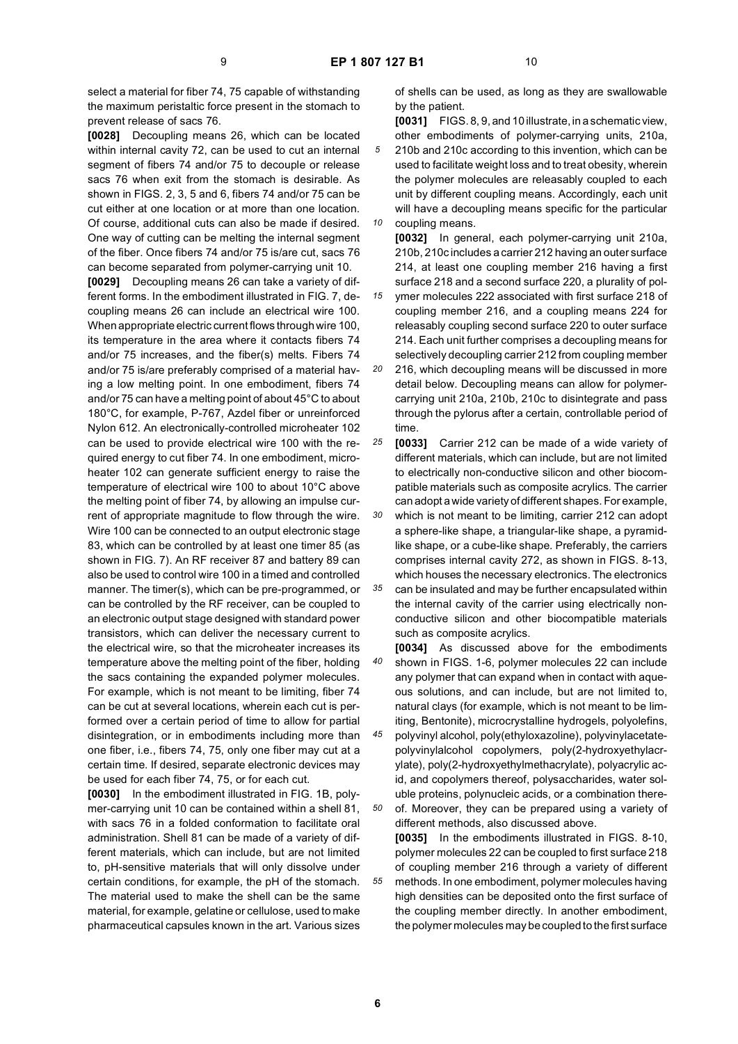select a material for fiber 74, 75 capable of withstanding the maximum peristaltic force present in the stomach to prevent release of sacs 76.

**[0028]** Decoupling means 26, which can be located within internal cavity 72, can be used to cut an internal segment of fibers 74 and/or 75 to decouple or release sacs 76 when exit from the stomach is desirable. As shown in FIGS. 2, 3, 5 and 6, fibers 74 and/or 75 can be cut either at one location or at more than one location. Of course, additional cuts can also be made if desired. One way of cutting can be melting the internal segment of the fiber. Once fibers 74 and/or 75 is/are cut, sacs 76 can become separated from polymer-carrying unit 10.

**[0029]** Decoupling means 26 can take a variety of different forms. In the embodiment illustrated in FIG. 7, decoupling means 26 can include an electrical wire 100. When appropriate electric current flows through wire 100, its temperature in the area where it contacts fibers 74 and/or 75 increases, and the fiber(s) melts. Fibers 74 and/or 75 is/are preferably comprised of a material having a low melting point. In one embodiment, fibers 74 and/or 75 can have a melting point of about 45°C to about 180°C, for example, P-767, Azdel fiber or unreinforced Nylon 612. An electronically-controlled microheater 102 can be used to provide electrical wire 100 with the required energy to cut fiber 74. In one embodiment, microheater 102 can generate sufficient energy to raise the temperature of electrical wire 100 to about 10°C above the melting point of fiber 74, by allowing an impulse current of appropriate magnitude to flow through the wire. Wire 100 can be connected to an output electronic stage 83, which can be controlled by at least one timer 85 (as shown in FIG. 7). An RF receiver 87 and battery 89 can also be used to control wire 100 in a timed and controlled manner. The timer(s), which can be pre-programmed, or can be controlled by the RF receiver, can be coupled to an electronic output stage designed with standard power transistors, which can deliver the necessary current to the electrical wire, so that the microheater increases its temperature above the melting point of the fiber, holding the sacs containing the expanded polymer molecules. For example, which is not meant to be limiting, fiber 74 can be cut at several locations, wherein each cut is performed over a certain period of time to allow for partial disintegration, or in embodiments including more than one fiber, i.e., fibers 74, 75, only one fiber may cut at a certain time. If desired, separate electronic devices may be used for each fiber 74, 75, or for each cut.

**[0030]** In the embodiment illustrated in FIG. 1B, polymer-carrying unit 10 can be contained within a shell 81, with sacs 76 in a folded conformation to facilitate oral administration. Shell 81 can be made of a variety of different materials, which can include, but are not limited to, pH-sensitive materials that will only dissolve under certain conditions, for example, the pH of the stomach. The material used to make the shell can be the same material, for example, gelatine or cellulose, used to make pharmaceutical capsules known in the art. Various sizes of shells can be used, as long as they are swallowable by the patient.

**[0031]** FIGS. 8, 9, and 10 illustrate, in a schematic view, other embodiments of polymer-carrying units, 210a, 210b and 210c according to this invention, which can be used to facilitate weight loss and to treat obesity, wherein the polymer molecules are releasably coupled to each unit by different coupling means. Accordingly, each unit will have a decoupling means specific for the particular coupling means.

**[0032]** In general, each polymer-carrying unit 210a, 210b, 210c includes a carrier 212 having an outer surface 214, at least one coupling member 216 having a first surface 218 and a second surface 220, a plurality of polymer molecules 222 associated with first surface 218 of coupling member 216, and a coupling means 224 for releasably coupling second surface 220 to outer surface 214. Each unit further comprises a decoupling means for selectively decoupling carrier 212 from coupling member 216, which decoupling means will be discussed in more detail below. Decoupling means can allow for polymer-carrying unit 210a, 210b, 210c to disintegrate and pass through the pylorus after a certain, controllable period of time.

**[0033]** Carrier 212 can be made of a wide variety of different materials, which can include, but are not limited to electrically non-conductive silicon and other biocompatible materials such as composite acrylics. The carrier can adopt a wide variety of different shapes. For example, which is not meant to be limiting, carrier 212 can adopt a sphere-like shape, a triangular-like shape, a pyramid-like shape, or a cube-like shape. Preferably, the carriers comprises internal cavity 272, as shown in FIGS. 8-13, which houses the necessary electronics. The electronics can be insulated and may be further encapsulated within the internal cavity of the carrier using electrically non-conductive silicon and other biocompatible materials such as composite acrylics.

**[0034]** As discussed above for the embodiments shown in FIGS. 1-6, polymer molecules 22 can include any polymer that can expand when in contact with aqueous solutions, and can include, but are not limited to, natural clays (for example, which is not meant to be limiting, Bentonite), microcrystalline hydrogels, polyolefins, polyvinyl alcohol, poly(ethyloxazoline), polyvinylacetate-polyvinylalcohol copolymers, poly(2-hydroxyethylacrylate), poly(2-hydroxyethylmethacrylate), polyacrylic acid, and copolymers thereof, polysaccharides, water soluble proteins, polynucleic acids, or a combination thereof. Moreover, they can be prepared using a variety of different methods, also discussed above.

**[0035]** In the embodiments illustrated in FIGS. 8-10, polymer molecules 22 can be coupled to first surface 218 of coupling member 216 through a variety of different methods. In one embodiment, polymer molecules having high densities can be deposited onto the first surface of the coupling member directly. In another embodiment, the polymer molecules may be coupled to the first surface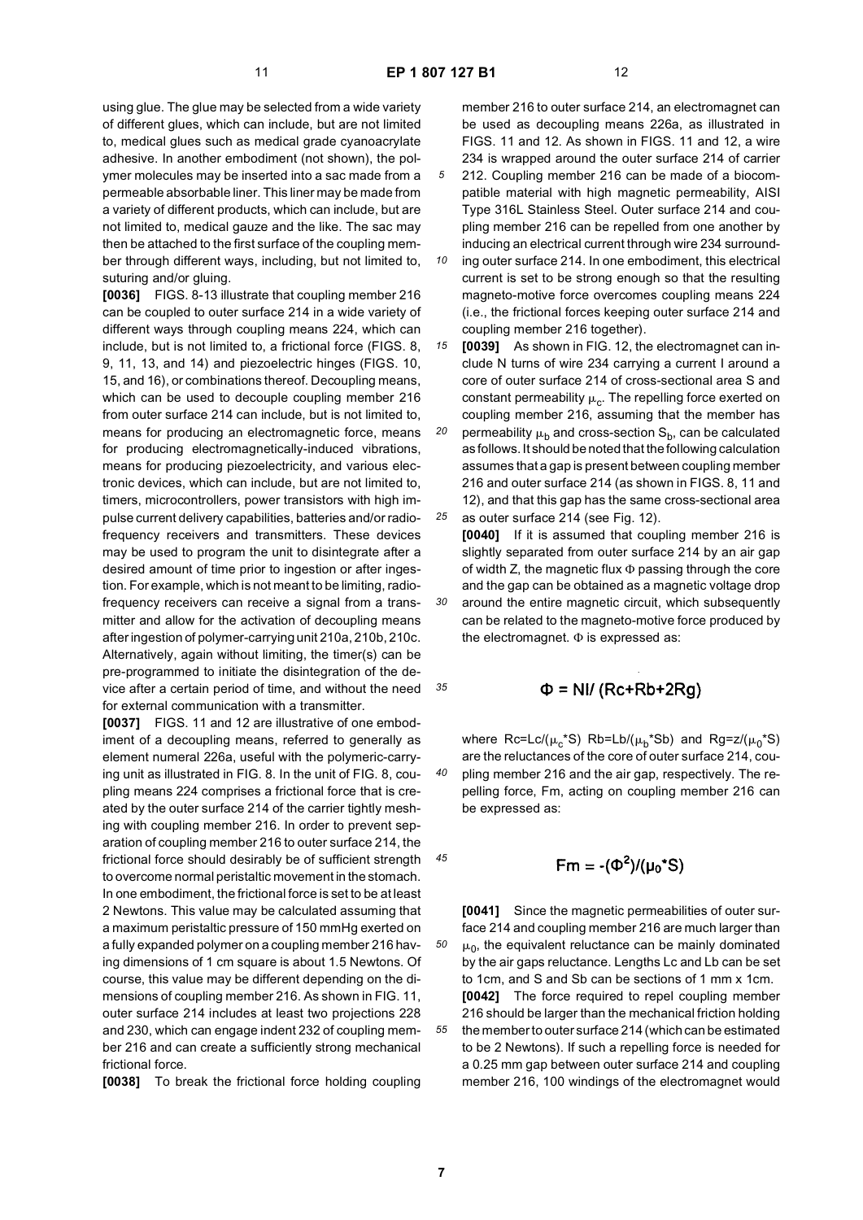using glue. The glue may be selected from a wide variety of different glues, which can include, but are not limited to, medical glues such as medical grade cyanoacrylate adhesive. In another embodiment (not shown), the polymer molecules may be inserted into a sac made from a permeable absorbable liner. This liner may be made from a variety of different products, which can include, but are not limited to, medical gauze and the like. The sac may then be attached to the first surface of the coupling member through different ways, including, but not limited to, suturing and/or gluing.

**[0036]** FIGS. 8-13 illustrate that coupling member 216 can be coupled to outer surface 214 in a wide variety of different ways through coupling means 224, which can include, but is not limited to, a frictional force (FIGS. 8, 9, 11, 13, and 14) and piezoelectric hinges (FIGS. 10, 15, and 16), or combinations thereof. Decoupling means, which can be used to decouple coupling member 216 from outer surface 214 can include, but is not limited to, means for producing an electromagnetic force, means for producing electromagnetically-induced vibrations, means for producing piezoelectricity, and various electronic devices, which can include, but are not limited to, timers, microcontrollers, power transistors with high impulse current delivery capabilities, batteries and/or radio-frequency receivers and transmitters. These devices may be used to program the unit to disintegrate after a desired amount of time prior to ingestion or after ingestion. For example, which is not meant to be limiting, radio-frequency receivers can receive a signal from a transmitter and allow for the activation of decoupling means after ingestion of polymer-carrying unit 210a, 210b, 210c. Alternatively, again without limiting, the timer(s) can be pre-programmed to initiate the disintegration of the device after a certain period of time, and without the need for external communication with a transmitter.

**[0037]** FIGS. 11 and 12 are illustrative of one embodiment of a decoupling means, referred to generally as element numeral 226a, useful with the polymeric-carrying unit as illustrated in FIG. 8. In the unit of FIG. 8, coupling means 224 comprises a frictional force that is created by the outer surface 214 of the carrier tightly meshing with coupling member 216. In order to prevent separation of coupling member 216 to outer surface 214, the frictional force should desirably be of sufficient strength to overcome normal peristaltic movement in the stomach. In one embodiment, the frictional force is set to be at least 2 Newtons. This value may be calculated assuming that a maximum peristaltic pressure of 150 mmHg exerted on a fully expanded polymer on a coupling member 216 having dimensions of 1 cm square is about 1.5 Newtons. Of course, this value may be different depending on the dimensions of coupling member 216. As shown in FIG. 11, outer surface 214 includes at least two projections 228 and 230, which can engage indent 232 of coupling member 216 and can create a sufficiently strong mechanical frictional force.

**[0038]** To break the frictional force holding coupling member 216 to outer surface 214, an electromagnet can be used as decoupling means 226a, as illustrated in FIGS. 11 and 12. As shown in FIGS. 11 and 12, a wire 234 is wrapped around the outer surface 214 of carrier 212. Coupling member 216 can be made of a biocompatible material with high magnetic permeability, AISI Type 316L Stainless Steel. Outer surface 214 and coupling member 216 can be repelled from one another by inducing an electrical current through wire 234 surrounding outer surface 214. In one embodiment, this electrical current is set to be strong enough so that the resulting magneto-motive force overcomes coupling means 224 (i.e., the frictional forces keeping outer surface 214 and coupling member 216 together).

**[0039]** As shown in FIG. 12, the electromagnet can include N turns of wire 234 carrying a current I around a core of outer surface 214 of cross-sectional area S and constant permeability $\mu_c$. The repelling force exerted on coupling member 216, assuming that the member has permeability $\mu_b$ and cross-section $S_b$, can be calculated as follows. It should be noted that the following calculation assumes that a gap is present between coupling member 216 and outer surface 214 (as shown in FIGS. 8, 11 and 12), and that this gap has the same cross-sectional area as outer surface 214 (see Fig. 12).

**[0040]** If it is assumed that coupling member 216 is slightly separated from outer surface 214 by an air gap of width Z, the magnetic flux Φ passing through the core and the gap can be obtained as a magnetic voltage drop around the entire magnetic circuit, which subsequently can be related to the magneto-motive force produced by the electromagnet. Φ is expressed as:

$$\Phi = NI/(Rc+Rb+2Rg)$$

where $Rc=Lc/(\mu_c{*}S)$ $Rb=Lb/(\mu_b{*}Sb)$ and $Rg=z/(\mu_0{*}S)$ are the reluctances of the core of outer surface 214, coupling member 216 and the air gap, respectively. The repelling force, Fm, acting on coupling member 216 can be expressed as:

$$Fm = -(\Phi^2)/(\mu_0{*}S)$$

**[0041]** Since the magnetic permeabilities of outer surface 214 and coupling member 216 are much larger than $\mu_0$, the equivalent reluctance can be mainly dominated by the air gaps reluctance. Lengths Lc and Lb can be set to 1cm, and S and Sb can be sections of 1 mm x 1cm.

**[0042]** The force required to repel coupling member 216 should be larger than the mechanical friction holding the member to outer surface 214 (which can be estimated to be 2 Newtons). If such a repelling force is needed for a 0.25 mm gap between outer surface 214 and coupling member 216, 100 windings of the electromagnet would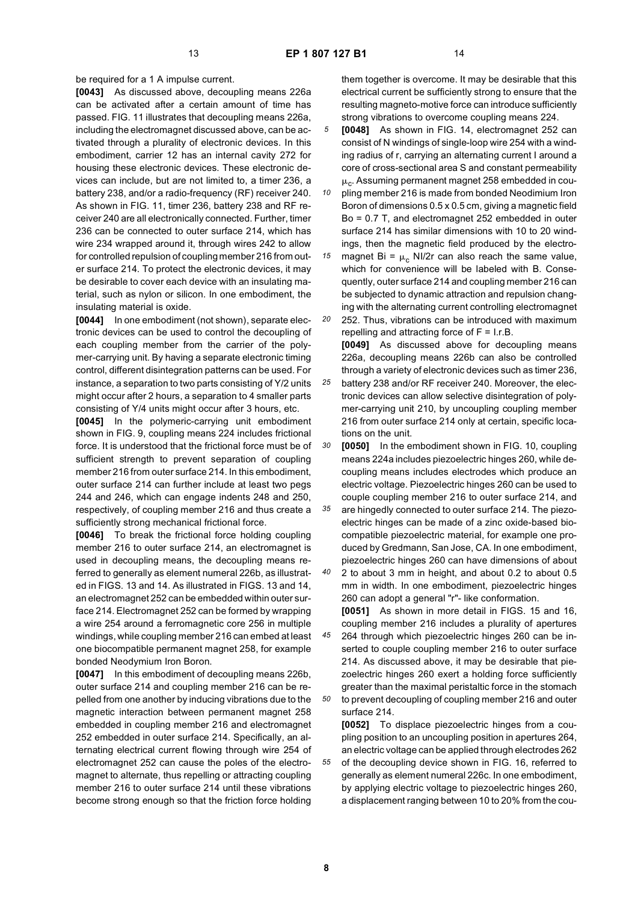be required for a 1 A impulse current.

**[0043]** As discussed above, decoupling means 226a can be activated after a certain amount of time has passed. FIG. 11 illustrates that decoupling means 226a, including the electromagnet discussed above, can be activated through a plurality of electronic devices. In this embodiment, carrier 12 has an internal cavity 272 for housing these electronic devices. These electronic devices can include, but are not limited to, a timer 236, a battery 238, and/or a radio-frequency (RF) receiver 240. As shown in FIG. 11, timer 236, battery 238 and RF receiver 240 are all electronically connected. Further, timer 236 can be connected to outer surface 214, which has wire 234 wrapped around it, through wires 242 to allow for controlled repulsion of coupling member 216 from outer surface 214. To protect the electronic devices, it may be desirable to cover each device with an insulating material, such as nylon or silicon. In one embodiment, the insulating material is oxide.

**[0044]** In one embodiment (not shown), separate electronic devices can be used to control the decoupling of each coupling member from the carrier of the polymer-carrying unit. By having a separate electronic timing control, different disintegration patterns can be used. For instance, a separation to two parts consisting of Y/2 units might occur after 2 hours, a separation to 4 smaller parts consisting of Y/4 units might occur after 3 hours, etc.

**[0045]** In the polymeric-carrying unit embodiment shown in FIG. 9, coupling means 224 includes frictional force. It is understood that the frictional force must be of sufficient strength to prevent separation of coupling member 216 from outer surface 214. In this embodiment, outer surface 214 can further include at least two pegs 244 and 246, which can engage indents 248 and 250, respectively, of coupling member 216 and thus create a sufficiently strong mechanical frictional force.

**[0046]** To break the frictional force holding coupling member 216 to outer surface 214, an electromagnet is used in decoupling means, the decoupling means referred to generally as element numeral 226b, as illustrated in FIGS. 13 and 14. As illustrated in FIGS. 13 and 14, an electromagnet 252 can be embedded within outer surface 214. Electromagnet 252 can be formed by wrapping a wire 254 around a ferromagnetic core 256 in multiple windings, while coupling member 216 can embed at least one biocompatible permanent magnet 258, for example bonded Neodymium Iron Boron.

**[0047]** In this embodiment of decoupling means 226b, outer surface 214 and coupling member 216 can be repelled from one another by inducing vibrations due to the magnetic interaction between permanent magnet 258 embedded in coupling member 216 and electromagnet 252 embedded in outer surface 214. Specifically, an alternating electrical current flowing through wire 254 of electromagnet 252 can cause the poles of the electromagnet to alternate, thus repelling or attracting coupling member 216 to outer surface 214 until these vibrations become strong enough so that the friction force holding them together is overcome. It may be desirable that this electrical current be sufficiently strong to ensure that the resulting magneto-motive force can introduce sufficiently strong vibrations to overcome coupling means 224.

**[0048]** As shown in FIG. 14, electromagnet 252 can consist of N windings of single-loop wire 254 with a winding radius of r, carrying an alternating current I around a core of cross-sectional area S and constant permeability $\mu_c$. Assuming permanent magnet 258 embedded in coupling member 216 is made from bonded Neodimium Iron Boron of dimensions 0.5 x 0.5 cm, giving a magnetic field Bo = 0.7 T, and electromagnet 252 embedded in outer surface 214 has similar dimensions with 10 to 20 windings, then the magnetic field produced by the electromagnet $Bi = \mu_c NI/2r$ can also reach the same value, which for convenience will be labeled with B. Consequently, outer surface 214 and coupling member 216 can be subjected to dynamic attraction and repulsion changing with the alternating current controlling electromagnet 252. Thus, vibrations can be introduced with maximum repelling and attracting force of $F = I.r.B$.

**[0049]** As discussed above for decoupling means 226a, decoupling means 226b can also be controlled through a variety of electronic devices such as timer 236, battery 238 and/or RF receiver 240. Moreover, the electronic devices can allow selective disintegration of polymer-carrying unit 210, by uncoupling coupling member 216 from outer surface 214 only at certain, specific locations on the unit.

**[0050]** In the embodiment shown in FIG. 10, coupling means 224a includes piezoelectric hinges 260, while decoupling means includes electrodes which produce an electric voltage. Piezoelectric hinges 260 can be used to couple coupling member 216 to outer surface 214, and are hingedly connected to outer surface 214. The piezoelectric hinges can be made of a zinc oxide-based biocompatible piezoelectric material, for example one produced by Gredmann, San Jose, CA. In one embodiment, piezoelectric hinges 260 can have dimensions of about 2 to about 3 mm in height, and about 0.2 to about 0.5 mm in width. In one embodiment, piezoelectric hinges 260 can adopt a general "r"- like conformation.

**[0051]** As shown in more detail in FIGS. 15 and 16, coupling member 216 includes a plurality of apertures 264 through which piezoelectric hinges 260 can be inserted to couple coupling member 216 to outer surface 214. As discussed above, it may be desirable that piezoelectric hinges 260 exert a holding force sufficiently greater than the maximal peristaltic force in the stomach to prevent decoupling of coupling member 216 and outer surface 214.

**[0052]** To displace piezoelectric hinges from a coupling position to an uncoupling position in apertures 264, an electric voltage can be applied through electrodes 262 of the decoupling device shown in FIG. 16, referred to generally as element numeral 226c. In one embodiment, by applying electric voltage to piezoelectric hinges 260, a displacement ranging between 10 to 20% from the cou-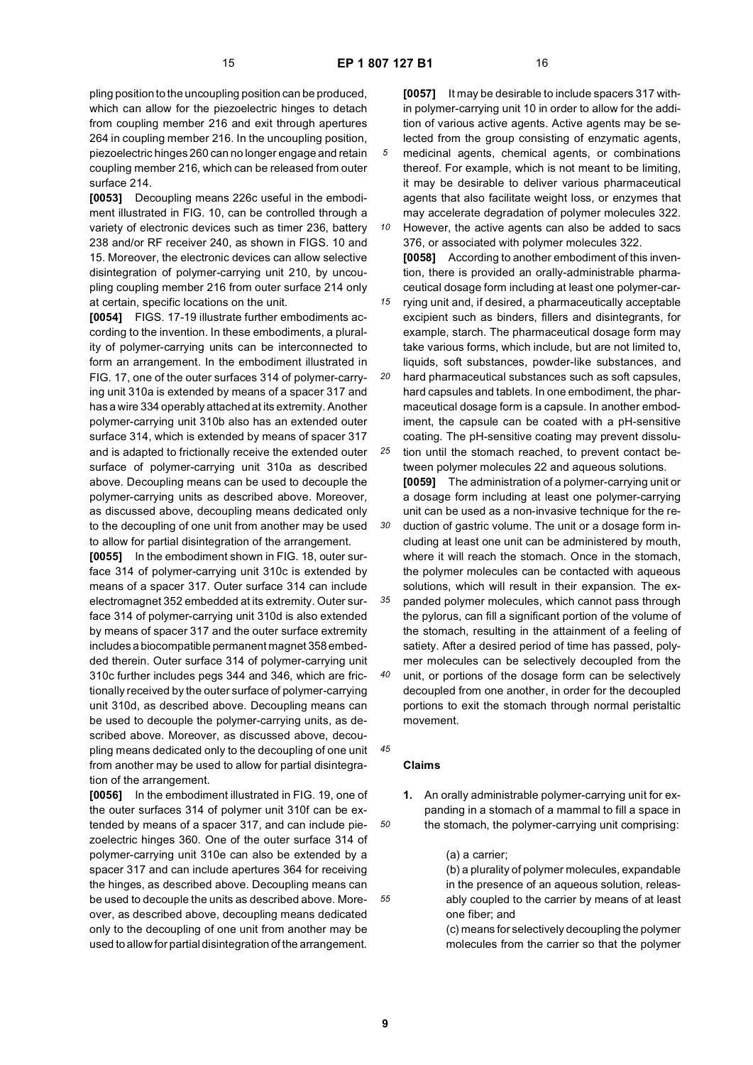pling position to the uncoupling position can be produced, which can allow for the piezoelectric hinges to detach from coupling member 216 and exit through apertures 264 in coupling member 216. In the uncoupling position, piezoelectric hinges 260 can no longer engage and retain coupling member 216, which can be released from outer surface 214.

**[0053]** Decoupling means 226c useful in the embodiment illustrated in FIG. 10, can be controlled through a variety of electronic devices such as timer 236, battery 238 and/or RF receiver 240, as shown in FIGS. 10 and 15. Moreover, the electronic devices can allow selective disintegration of polymer-carrying unit 210, by uncoupling coupling member 216 from outer surface 214 only at certain, specific locations on the unit.

**[0054]** FIGS. 17-19 illustrate further embodiments according to the invention. In these embodiments, a plurality of polymer-carrying units can be interconnected to form an arrangement. In the embodiment illustrated in FIG. 17, one of the outer surfaces 314 of polymer-carrying unit 310a is extended by means of a spacer 317 and has a wire 334 operably attached at its extremity. Another polymer-carrying unit 310b also has an extended outer surface 314, which is extended by means of spacer 317 and is adapted to frictionally receive the extended outer surface of polymer-carrying unit 310a as described above. Decoupling means can be used to decouple the polymer-carrying units as described above. Moreover, as discussed above, decoupling means dedicated only to the decoupling of one unit from another may be used to allow for partial disintegration of the arrangement.

**[0055]** In the embodiment shown in FIG. 18, outer surface 314 of polymer-carrying unit 310c is extended by means of a spacer 317. Outer surface 314 can include electromagnet 352 embedded at its extremity. Outer surface 314 of polymer-carrying unit 310d is also extended by means of spacer 317 and the outer surface extremity includes a biocompatible permanent magnet 358 embedded therein. Outer surface 314 of polymer-carrying unit 310c further includes pegs 344 and 346, which are frictionally received by the outer surface of polymer-carrying unit 310d, as described above. Decoupling means can be used to decouple the polymer-carrying units, as described above. Moreover, as discussed above, decoupling means dedicated only to the decoupling of one unit from another may be used to allow for partial disintegration of the arrangement.

**[0056]** In the embodiment illustrated in FIG. 19, one of the outer surfaces 314 of polymer unit 310f can be extended by means of a spacer 317, and can include piezoelectric hinges 360. One of the outer surface 314 of polymer-carrying unit 310e can also be extended by a spacer 317 and can include apertures 364 for receiving the hinges, as described above. Decoupling means can be used to decouple the units as described above. Moreover, as described above, decoupling means dedicated only to the decoupling of one unit from another may be used to allow for partial disintegration of the arrangement.

**[0057]** It may be desirable to include spacers 317 within polymer-carrying unit 10 in order to allow for the addition of various active agents. Active agents may be selected from the group consisting of enzymatic agents, medicinal agents, chemical agents, or combinations thereof. For example, which is not meant to be limiting, it may be desirable to deliver various pharmaceutical agents that also facilitate weight loss, or enzymes that may accelerate degradation of polymer molecules 322. However, the active agents can also be added to sacs 376, or associated with polymer molecules 322.

**[0058]** According to another embodiment of this invention, there is provided an orally-administrable pharmaceutical dosage form including at least one polymer-carrying unit and, if desired, a pharmaceutically acceptable excipient such as binders, fillers and disintegrants, for example, starch. The pharmaceutical dosage form may take various forms, which include, but are not limited to, liquids, soft substances, powder-like substances, and hard pharmaceutical substances such as soft capsules, hard capsules and tablets. In one embodiment, the pharmaceutical dosage form is a capsule. In another embodiment, the capsule can be coated with a pH-sensitive coating. The pH-sensitive coating may prevent dissolution until the stomach reached, to prevent contact between polymer molecules 22 and aqueous solutions.

**[0059]** The administration of a polymer-carrying unit or a dosage form including at least one polymer-carrying unit can be used as a non-invasive technique for the reduction of gastric volume. The unit or a dosage form including at least one unit can be administered by mouth, where it will reach the stomach. Once in the stomach, the polymer molecules can be contacted with aqueous solutions, which will result in their expansion. The expanded polymer molecules, which cannot pass through the pylorus, can fill a significant portion of the volume of the stomach, resulting in the attainment of a feeling of satiety. After a desired period of time has passed, polymer molecules can be selectively decoupled from the unit, or portions of the dosage form can be selectively decoupled from one another, in order for the decoupled portions to exit the stomach through normal peristaltic movement.

## Claims

1. An orally administrable polymer-carrying unit for expanding in a stomach of a mammal to fill a space in the stomach, the polymer-carrying unit comprising:

   (a) a carrier;

   (b) a plurality of polymer molecules, expandable in the presence of an aqueous solution, releasably coupled to the carrier by means of at least one fiber; and

   (c) means for selectively decoupling the polymer molecules from the carrier so that the polymer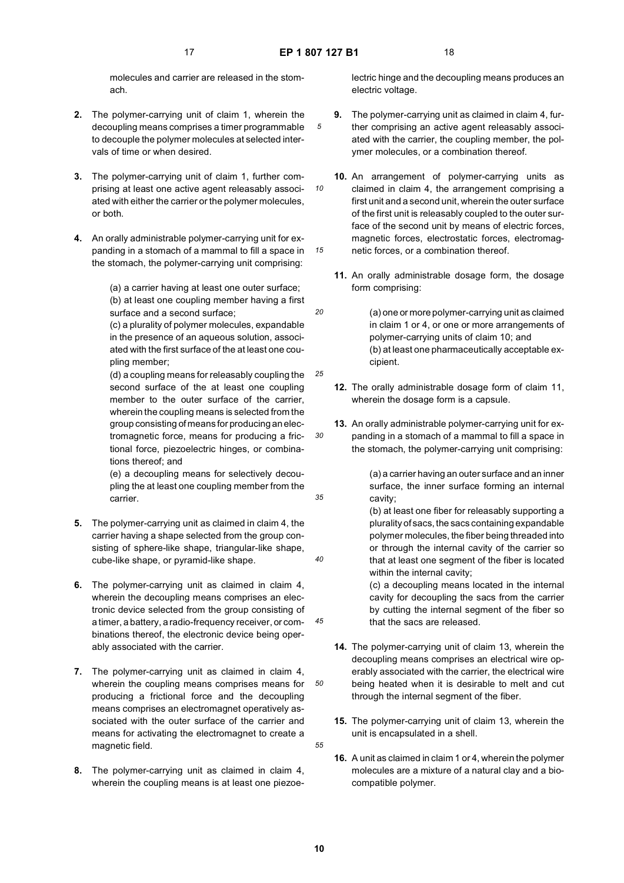molecules and carrier are released in the stomach.

2. The polymer-carrying unit of claim 1, wherein the decoupling means comprises a timer programmable to decouple the polymer molecules at selected intervals of time or when desired.

3. The polymer-carrying unit of claim 1, further comprising at least one active agent releasably associated with either the carrier or the polymer molecules, or both.

4. An orally administrable polymer-carrying unit for expanding in a stomach of a mammal to fill a space in the stomach, the polymer-carrying unit comprising:

   (a) a carrier having at least one outer surface;
   (b) at least one coupling member having a first surface and a second surface;
   (c) a plurality of polymer molecules, expandable in the presence of an aqueous solution, associated with the first surface of the at least one coupling member;
   (d) a coupling means for releasably coupling the second surface of the at least one coupling member to the outer surface of the carrier, wherein the coupling means is selected from the group consisting of means for producing an electromagnetic force, means for producing a frictional force, piezoelectric hinges, or combinations thereof; and
   (e) a decoupling means for selectively decoupling the at least one coupling member from the carrier.

5. The polymer-carrying unit as claimed in claim 4, the carrier having a shape selected from the group consisting of sphere-like shape, triangular-like shape, cube-like shape, or pyramid-like shape.

6. The polymer-carrying unit as claimed in claim 4, wherein the decoupling means comprises an electronic device selected from the group consisting of a timer, a battery, a radio-frequency receiver, or combinations thereof, the electronic device being operably associated with the carrier.

7. The polymer-carrying unit as claimed in claim 4, wherein the coupling means comprises means for producing a frictional force and the decoupling means comprises an electromagnet operatively associated with the outer surface of the carrier and means for activating the electromagnet to create a magnetic field.

8. The polymer-carrying unit as claimed in claim 4, wherein the coupling means is at least one piezoelectric hinge and the decoupling means produces an electric voltage.

9. The polymer-carrying unit as claimed in claim 4, further comprising an active agent releasably associated with the carrier, the coupling member, the polymer molecules, or a combination thereof.

10. An arrangement of polymer-carrying units as claimed in claim 4, the arrangement comprising a first unit and a second unit, wherein the outer surface of the first unit is releasably coupled to the outer surface of the second unit by means of electric forces, magnetic forces, electrostatic forces, electromagnetic forces, or a combination thereof.

11. An orally administrable dosage form, the dosage form comprising:

    (a) one or more polymer-carrying unit as claimed in claim 1 or 4, or one or more arrangements of polymer-carrying units of claim 10; and
    (b) at least one pharmaceutically acceptable excipient.

12. The orally administrable dosage form of claim 11, wherein the dosage form is a capsule.

13. An orally administrable polymer-carrying unit for expanding in a stomach of a mammal to fill a space in the stomach, the polymer-carrying unit comprising:

    (a) a carrier having an outer surface and an inner surface, the inner surface forming an internal cavity;
    (b) at least one fiber for releasably supporting a plurality of sacs, the sacs containing expandable polymer molecules, the fiber being threaded into or through the internal cavity of the carrier so that at least one segment of the fiber is located within the internal cavity;
    (c) a decoupling means located in the internal cavity for decoupling the sacs from the carrier by cutting the internal segment of the fiber so that the sacs are released.

14. The polymer-carrying unit of claim 13, wherein the decoupling means comprises an electrical wire operably associated with the carrier, the electrical wire being heated when it is desirable to melt and cut through the internal segment of the fiber.

15. The polymer-carrying unit of claim 13, wherein the unit is encapsulated in a shell.

16. A unit as claimed in claim 1 or 4, wherein the polymer molecules are a mixture of a natural clay and a biocompatible polymer.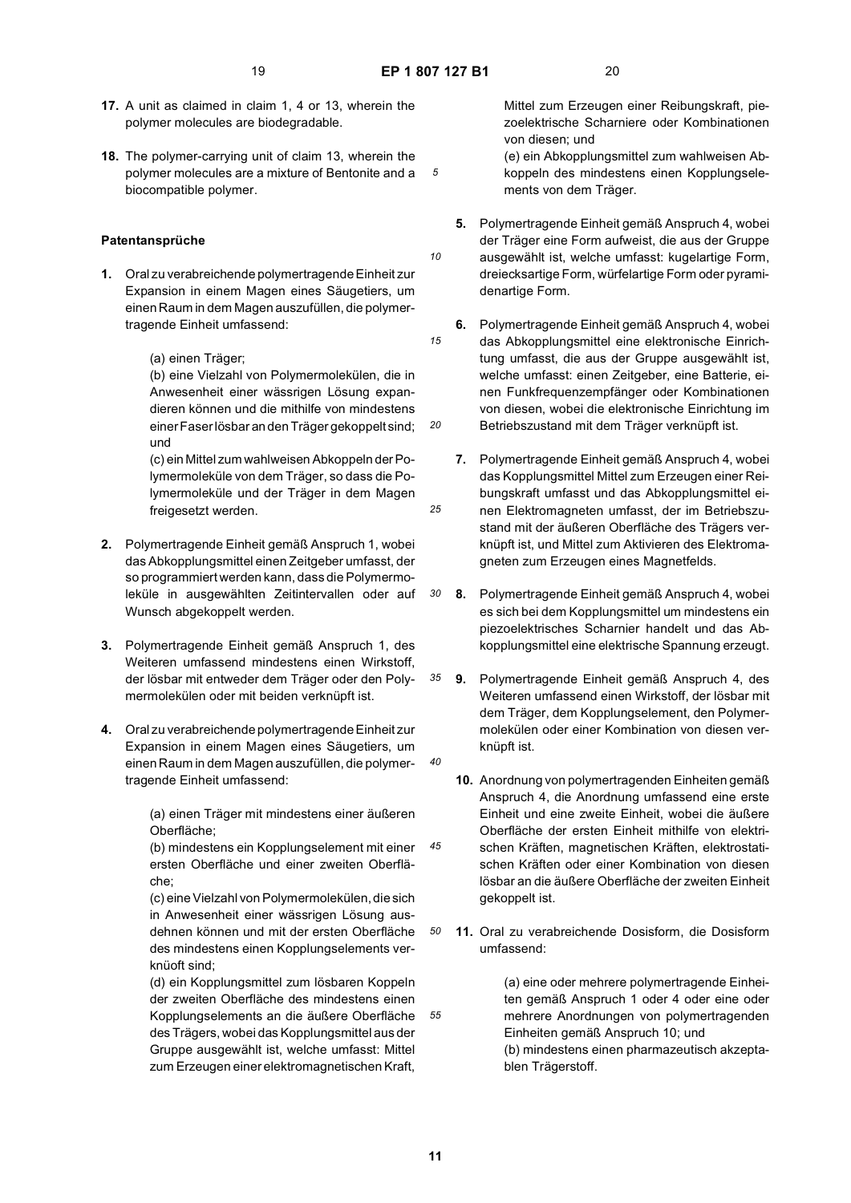**17.** A unit as claimed in claim 1, 4 or 13, wherein the polymer molecules are biodegradable.

**18.** The polymer-carrying unit of claim 13, wherein the polymer molecules are a mixture of Bentonite and a biocompatible polymer.

## Patentansprüche

**1.** Oral zu verabreichende polymertragende Einheit zur Expansion in einem Magen eines Säugetiers, um einen Raum in dem Magen auszufüllen, die polymertragende Einheit umfassend:

(a) einen Träger;
(b) eine Vielzahl von Polymermolekülen, die in Anwesenheit einer wässrigen Lösung expandieren können und die mithilfe von mindestens einer Faser lösbar an den Träger gekoppelt sind; und
(c) ein Mittel zum wahlweisen Abkoppeln der Polymermoleküle von dem Träger, so dass die Polymermoleküle und der Träger in dem Magen freigesetzt werden.

**2.** Polymertragende Einheit gemäß Anspruch 1, wobei das Abkopplungsmittel einen Zeitgeber umfasst, der so programmiert werden kann, dass die Polymermoleküle in ausgewählten Zeitintervallen oder auf Wunsch abgekoppelt werden.

**3.** Polymertragende Einheit gemäß Anspruch 1, des Weiteren umfassend mindestens einen Wirkstoff, der lösbar mit entweder dem Träger oder den Polymermolekülen oder mit beiden verknüpft ist.

**4.** Oral zu verabreichende polymertragende Einheit zur Expansion in einem Magen eines Säugetiers, um einen Raum in dem Magen auszufüllen, die polymertragende Einheit umfassend:

(a) einen Träger mit mindestens einer äußeren Oberfläche;
(b) mindestens ein Kopplungselement mit einer ersten Oberfläche und einer zweiten Oberfläche;
(c) eine Vielzahl von Polymermolekülen, die sich in Anwesenheit einer wässrigen Lösung ausdehnen können und mit der ersten Oberfläche des mindestens einen Kopplungselements verknüoft sind;
(d) ein Kopplungsmittel zum lösbaren Koppeln der zweiten Oberfläche des mindestens einen Kopplungselements an die äußere Oberfläche des Trägers, wobei das Kopplungsmittel aus der Gruppe ausgewählt ist, welche umfasst: Mittel zum Erzeugen einer elektromagnetischen Kraft, Mittel zum Erzeugen einer Reibungskraft, piezoelektrische Scharniere oder Kombinationen von diesen; und
(e) ein Abkopplungsmittel zum wahlweisen Abkoppeln des mindestens einen Kopplungselements von dem Träger.

**5.** Polymertragende Einheit gemäß Anspruch 4, wobei der Träger eine Form aufweist, die aus der Gruppe ausgewählt ist, welche umfasst: kugelartige Form, dreiecksartige Form, würfelartige Form oder pyramidenartige Form.

**6.** Polymertragende Einheit gemäß Anspruch 4, wobei das Abkopplungsmittel eine elektronische Einrichtung umfasst, die aus der Gruppe ausgewählt ist, welche umfasst: einen Zeitgeber, eine Batterie, einen Funkfrequenzempfänger oder Kombinationen von diesen, wobei die elektronische Einrichtung im Betriebszustand mit dem Träger verknüpft ist.

**7.** Polymertragende Einheit gemäß Anspruch 4, wobei das Kopplungsmittel Mittel zum Erzeugen einer Reibungskraft umfasst und das Abkopplungsmittel einen Elektromagneten umfasst, der im Betriebszustand mit der äußeren Oberfläche des Trägers verknüpft ist, und Mittel zum Aktivieren des Elektromagneten zum Erzeugen eines Magnetfelds.

**8.** Polymertragende Einheit gemäß Anspruch 4, wobei es sich bei dem Kopplungsmittel um mindestens ein piezoelektrisches Scharnier handelt und das Abkopplungsmittel eine elektrische Spannung erzeugt.

**9.** Polymertragende Einheit gemäß Anspruch 4, des Weiteren umfassend einen Wirkstoff, der lösbar mit dem Träger, dem Kopplungselement, den Polymermolekülen oder einer Kombination von diesen verknüpft ist.

**10.** Anordnung von polymertragenden Einheiten gemäß Anspruch 4, die Anordnung umfassend eine erste Einheit und eine zweite Einheit, wobei die äußere Oberfläche der ersten Einheit mithilfe von elektrischen Kräften, magnetischen Kräften, elektrostatischen Kräften oder einer Kombination von diesen lösbar an die äußere Oberfläche der zweiten Einheit gekoppelt ist.

**11.** Oral zu verabreichende Dosisform, die Dosisform umfassend:

(a) eine oder mehrere polymertragende Einheiten gemäß Anspruch 1 oder 4 oder eine oder mehrere Anordnungen von polymertragenden Einheiten gemäß Anspruch 10; und
(b) mindestens einen pharmazeutisch akzeptablen Trägerstoff.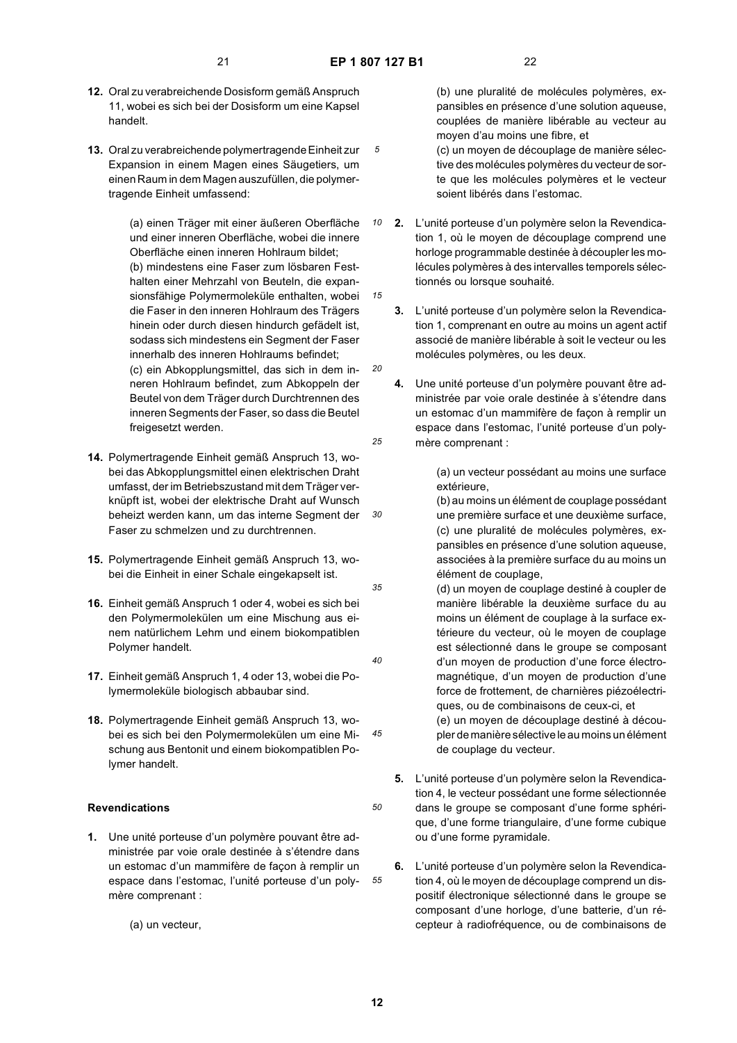12. Oral zu verabreichende Dosisform gemäß Anspruch 11, wobei es sich bei der Dosisform um eine Kapsel handelt.

13. Oral zu verabreichende polymertragende Einheit zur Expansion in einem Magen eines Säugetiers, um einen Raum in dem Magen auszufüllen, die polymertragende Einheit umfassend:

    (a) einen Träger mit einer äußeren Oberfläche und einer inneren Oberfläche, wobei die innere Oberfläche einen inneren Hohlraum bildet;
    (b) mindestens eine Faser zum lösbaren Festhalten einer Mehrzahl von Beuteln, die expansionsfähige Polymermoleküle enthalten, wobei die Faser in den inneren Hohlraum des Trägers hinein oder durch diesen hindurch gefädelt ist, sodass sich mindestens ein Segment der Faser innerhalb des inneren Hohlraums befindet;
    (c) ein Abkopplungsmittel, das sich in dem inneren Hohlraum befindet, zum Abkoppeln der Beutel von dem Träger durch Durchtrennen des inneren Segments der Faser, so dass die Beutel freigesetzt werden.

14. Polymertragende Einheit gemäß Anspruch 13, wobei das Abkopplungsmittel einen elektrischen Draht umfasst, der im Betriebszustand mit dem Träger verknüpft ist, wobei der elektrische Draht auf Wunsch beheizt werden kann, um das interne Segment der Faser zu schmelzen und zu durchtrennen.

15. Polymertragende Einheit gemäß Anspruch 13, wobei die Einheit in einer Schale eingekapselt ist.

16. Einheit gemäß Anspruch 1 oder 4, wobei es sich bei den Polymermolekülen um eine Mischung aus einem natürlichem Lehm und einem biokompatiblen Polymer handelt.

17. Einheit gemäß Anspruch 1, 4 oder 13, wobei die Polymermoleküle biologisch abbaubar sind.

18. Polymertragende Einheit gemäß Anspruch 13, wobei es sich bei den Polymermolekülen um eine Mischung aus Bentonit und einem biokompatiblen Polymer handelt.

## Revendications

1. Une unité porteuse d'un polymère pouvant être administrée par voie orale destinée à s'étendre dans un estomac d'un mammifère de façon à remplir un espace dans l'estomac, l'unité porteuse d'un polymère comprenant :

    (a) un vecteur,
    (b) une pluralité de molécules polymères, expansibles en présence d'une solution aqueuse, couplées de manière libérable au vecteur au moyen d'au moins une fibre, et
    (c) un moyen de découplage de manière sélective des molécules polymères du vecteur de sorte que les molécules polymères et le vecteur soient libérés dans l'estomac.

2. L'unité porteuse d'un polymère selon la Revendication 1, où le moyen de découplage comprend une horloge programmable destinée à découpler les molécules polymères à des intervalles temporels sélectionnés ou lorsque souhaité.

3. L'unité porteuse d'un polymère selon la Revendication 1, comprenant en outre au moins un agent actif associé de manière libérable à soit le vecteur ou les molécules polymères, ou les deux.

4. Une unité porteuse d'un polymère pouvant être administrée par voie orale destinée à s'étendre dans un estomac d'un mammifère de façon à remplir un espace dans l'estomac, l'unité porteuse d'un polymère comprenant :

    (a) un vecteur possédant au moins une surface extérieure,
    (b) au moins un élément de couplage possédant une première surface et une deuxième surface,
    (c) une pluralité de molécules polymères, expansibles en présence d'une solution aqueuse, associées à la première surface du au moins un élément de couplage,
    (d) un moyen de couplage destiné à coupler de manière libérable la deuxième surface du au moins un élément de couplage à la surface extérieure du vecteur, où le moyen de couplage est sélectionné dans le groupe se composant d'un moyen de production d'une force électromagnétique, d'un moyen de production d'une force de frottement, de charnières piézoélectriques, ou de combinaisons de ceux-ci, et
    (e) un moyen de découplage destiné à découpler de manière sélective le au moins un élément de couplage du vecteur.

5. L'unité porteuse d'un polymère selon la Revendication 4, le vecteur possédant une forme sélectionnée dans le groupe se composant d'une forme sphérique, d'une forme triangulaire, d'une forme cubique ou d'une forme pyramidale.

6. L'unité porteuse d'un polymère selon la Revendication 4, où le moyen de découplage comprend un dispositif électronique sélectionné dans le groupe se composant d'une horloge, d'une batterie, d'un récepteur à radiofréquence, ou de combinaisons de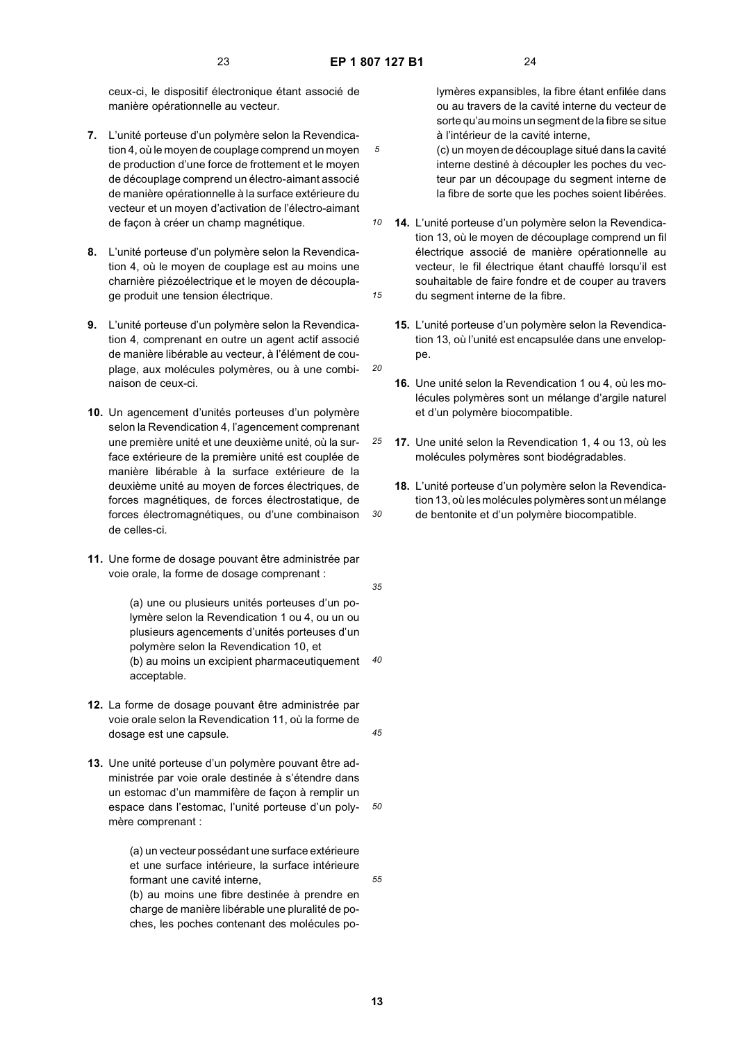ceux-ci, le dispositif électronique étant associé de manière opérationnelle au vecteur.

**7.** L'unité porteuse d'un polymère selon la Revendication 4, où le moyen de couplage comprend un moyen de production d'une force de frottement et le moyen de découplage comprend un électro-aimant associé de manière opérationnelle à la surface extérieure du vecteur et un moyen d'activation de l'électro-aimant de façon à créer un champ magnétique.

**8.** L'unité porteuse d'un polymère selon la Revendication 4, où le moyen de couplage est au moins une charnière piézoélectrique et le moyen de découplage produit une tension électrique.

**9.** L'unité porteuse d'un polymère selon la Revendication 4, comprenant en outre un agent actif associé de manière libérable au vecteur, à l'élément de couplage, aux molécules polymères, ou à une combinaison de ceux-ci.

**10.** Un agencement d'unités porteuses d'un polymère selon la Revendication 4, l'agencement comprenant une première unité et une deuxième unité, où la surface extérieure de la première unité est couplée de manière libérable à la surface extérieure de la deuxième unité au moyen de forces électriques, de forces magnétiques, de forces électrostatique, de forces électromagnétiques, ou d'une combinaison de celles-ci.

**11.** Une forme de dosage pouvant être administrée par voie orale, la forme de dosage comprenant :

(a) une ou plusieurs unités porteuses d'un polymère selon la Revendication 1 ou 4, ou un ou plusieurs agencements d'unités porteuses d'un polymère selon la Revendication 10, et
(b) au moins un excipient pharmaceutiquement acceptable.

**12.** La forme de dosage pouvant être administrée par voie orale selon la Revendication 11, où la forme de dosage est une capsule.

**13.** Une unité porteuse d'un polymère pouvant être administrée par voie orale destinée à s'étendre dans un estomac d'un mammifère de façon à remplir un espace dans l'estomac, l'unité porteuse d'un polymère comprenant :

(a) un vecteur possédant une surface extérieure et une surface intérieure, la surface intérieure formant une cavité interne,
(b) au moins une fibre destinée à prendre en charge de manière libérable une pluralité de poches, les poches contenant des molécules polymères expansibles, la fibre étant enfilée dans ou au travers de la cavité interne du vecteur de sorte qu'au moins un segment de la fibre se situe à l'intérieur de la cavité interne,
(c) un moyen de découplage situé dans la cavité interne destiné à découpler les poches du vecteur par un découpage du segment interne de la fibre de sorte que les poches soient libérées.

**14.** L'unité porteuse d'un polymère selon la Revendication 13, où le moyen de découplage comprend un fil électrique associé de manière opérationnelle au vecteur, le fil électrique étant chauffé lorsqu'il est souhaitable de faire fondre et de couper au travers du segment interne de la fibre.

**15.** L'unité porteuse d'un polymère selon la Revendication 13, où l'unité est encapsulée dans une enveloppe.

**16.** Une unité selon la Revendication 1 ou 4, où les molécules polymères sont un mélange d'argile naturel et d'un polymère biocompatible.

**17.** Une unité selon la Revendication 1, 4 ou 13, où les molécules polymères sont biodégradables.

**18.** L'unité porteuse d'un polymère selon la Revendication 13, où les molécules polymères sont un mélange de bentonite et d'un polymère biocompatible.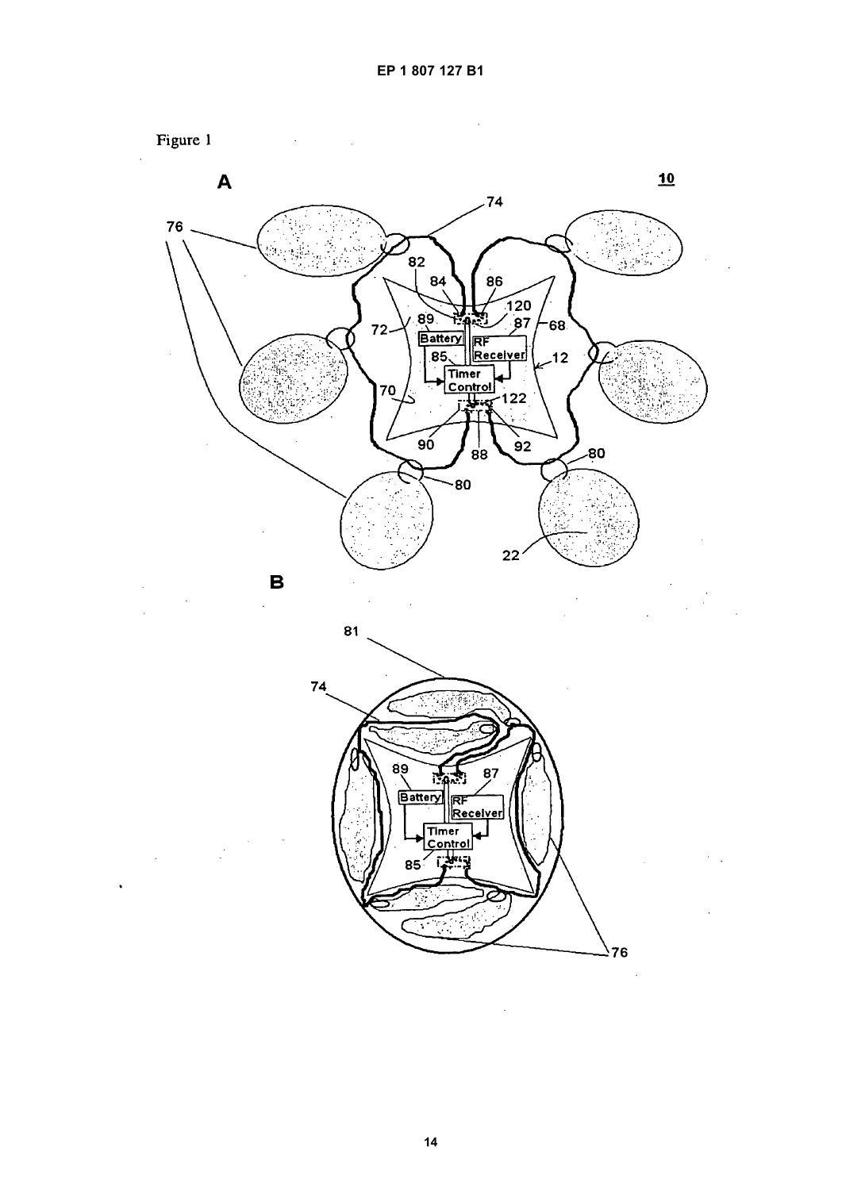Figure 1

A

10

74

76

82

84

86

120

89

87

68

72

Battery

RF Receiver

85

12

Timer Control

70

122

90

88

92

80

80

22

B

81

74

89

87

Battery

RF Receiver

Timer Control

85

76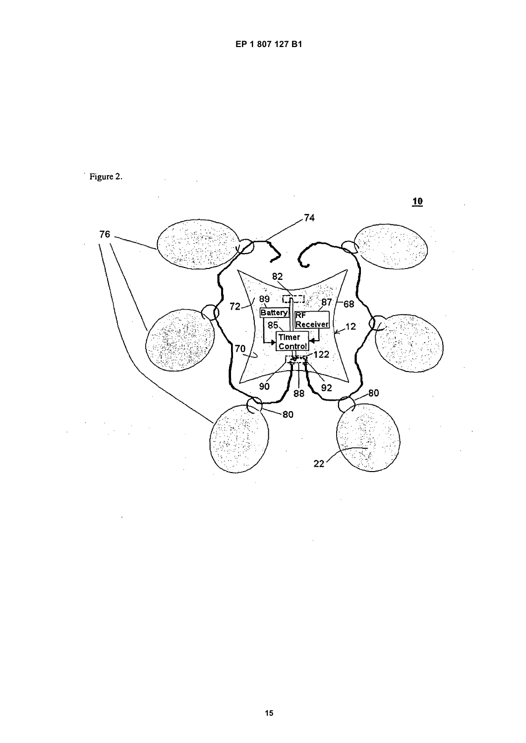Figure 2.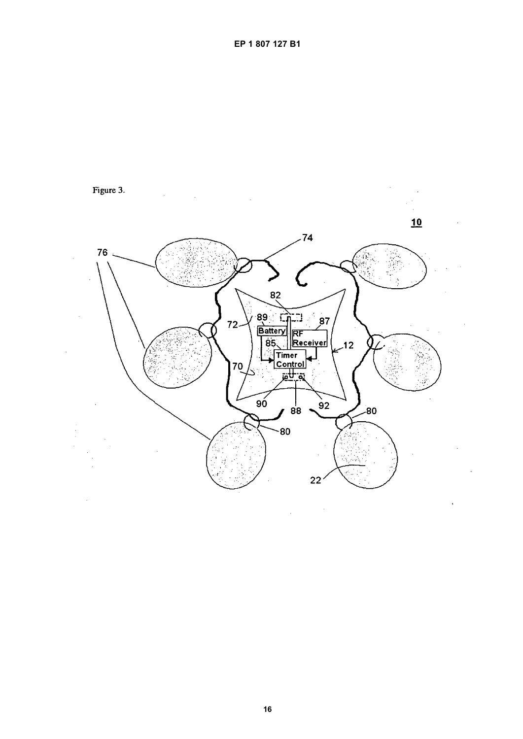Figure 3.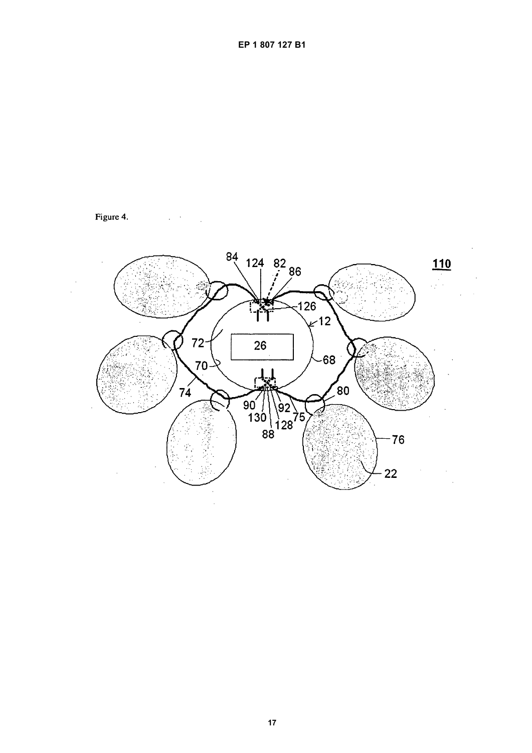Figure 4.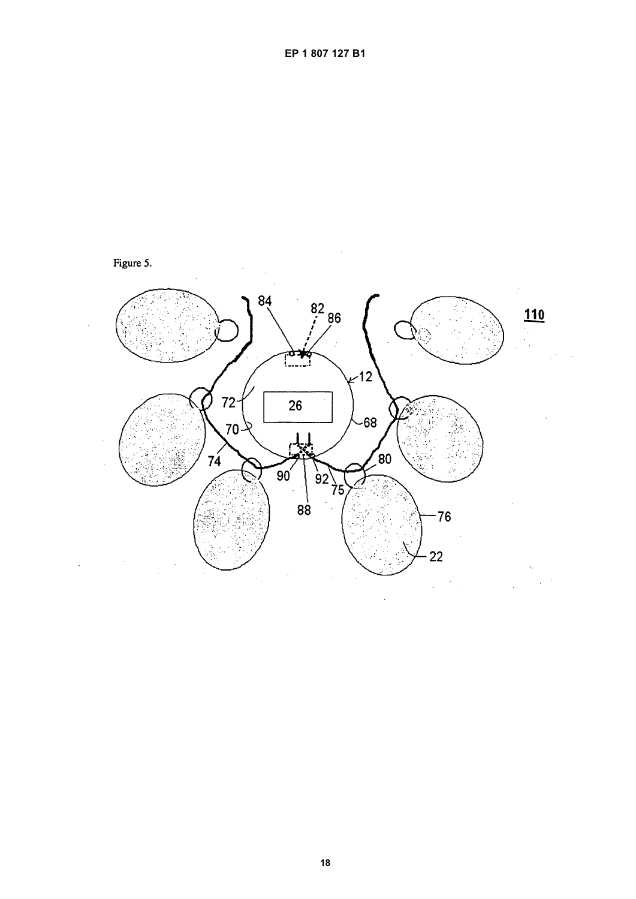Figure 5.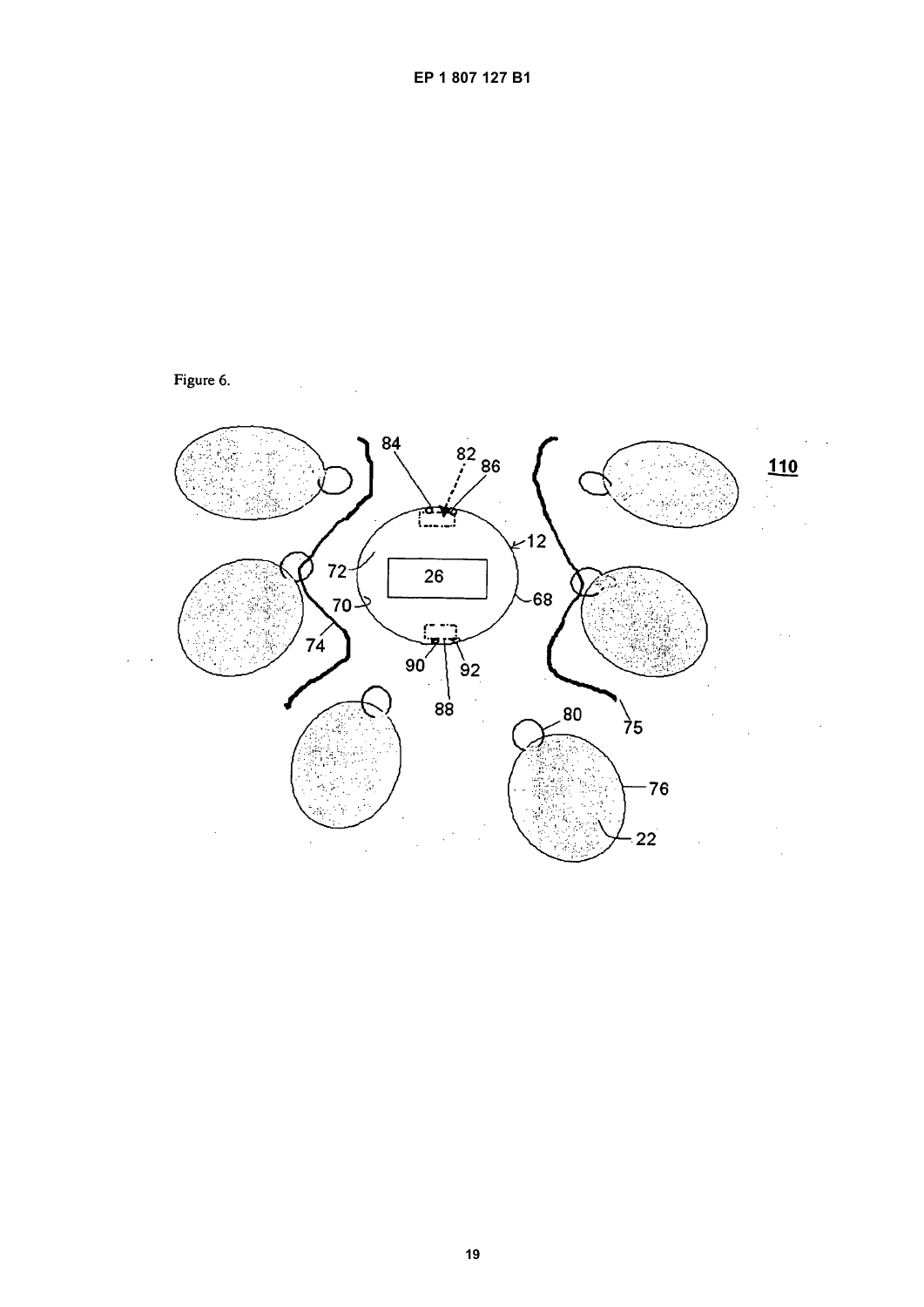Figure 6.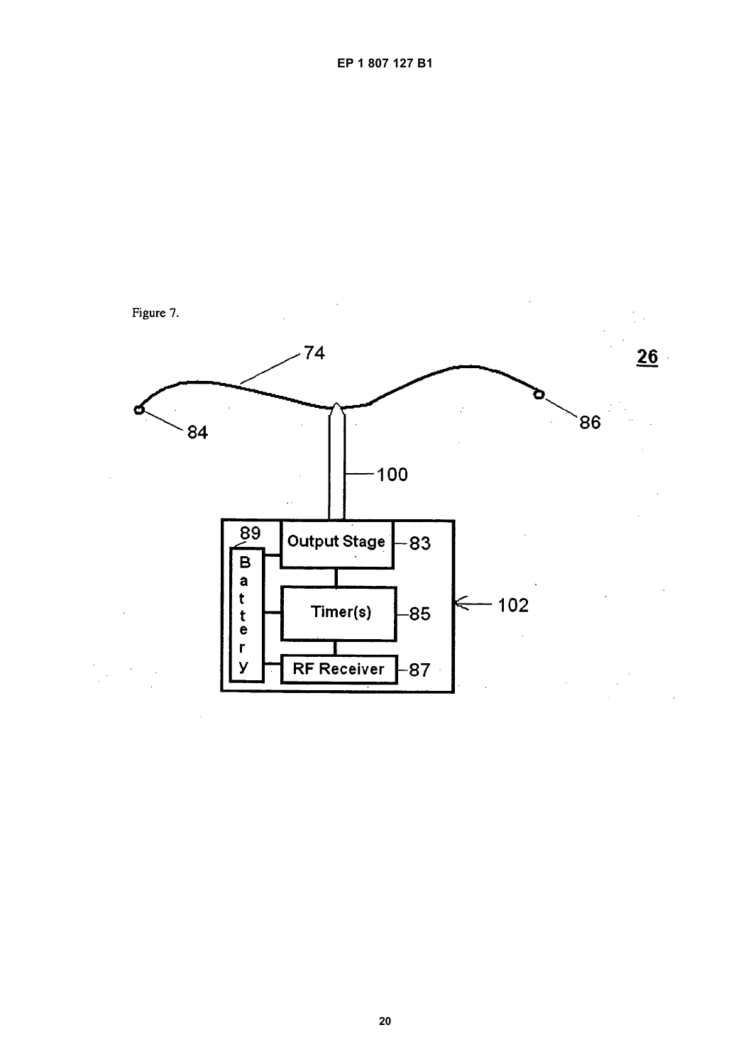Figure 7.

26

74

84

86

100

89

Output Stage

83

Battery

Timer(s)

85

102

RF Receiver

87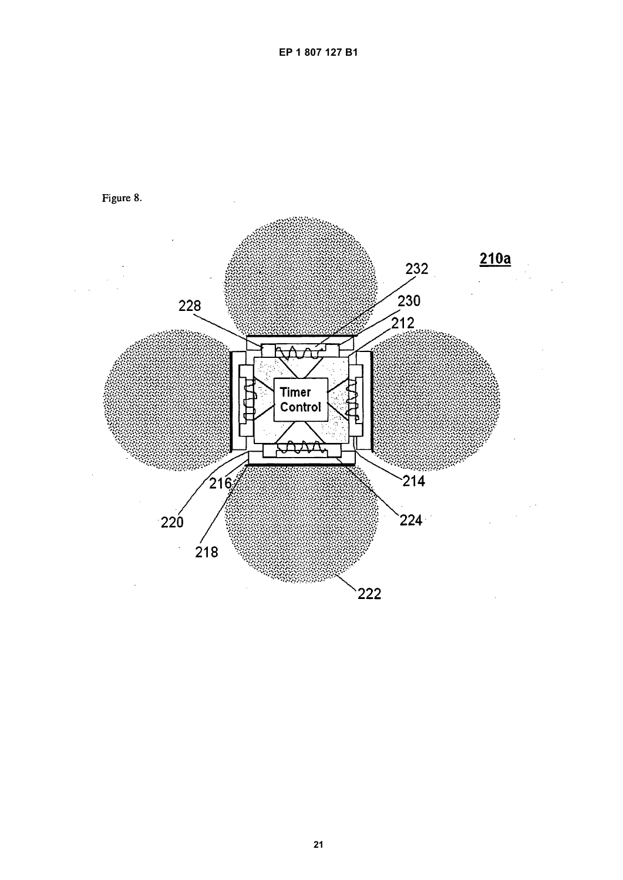Figure 8.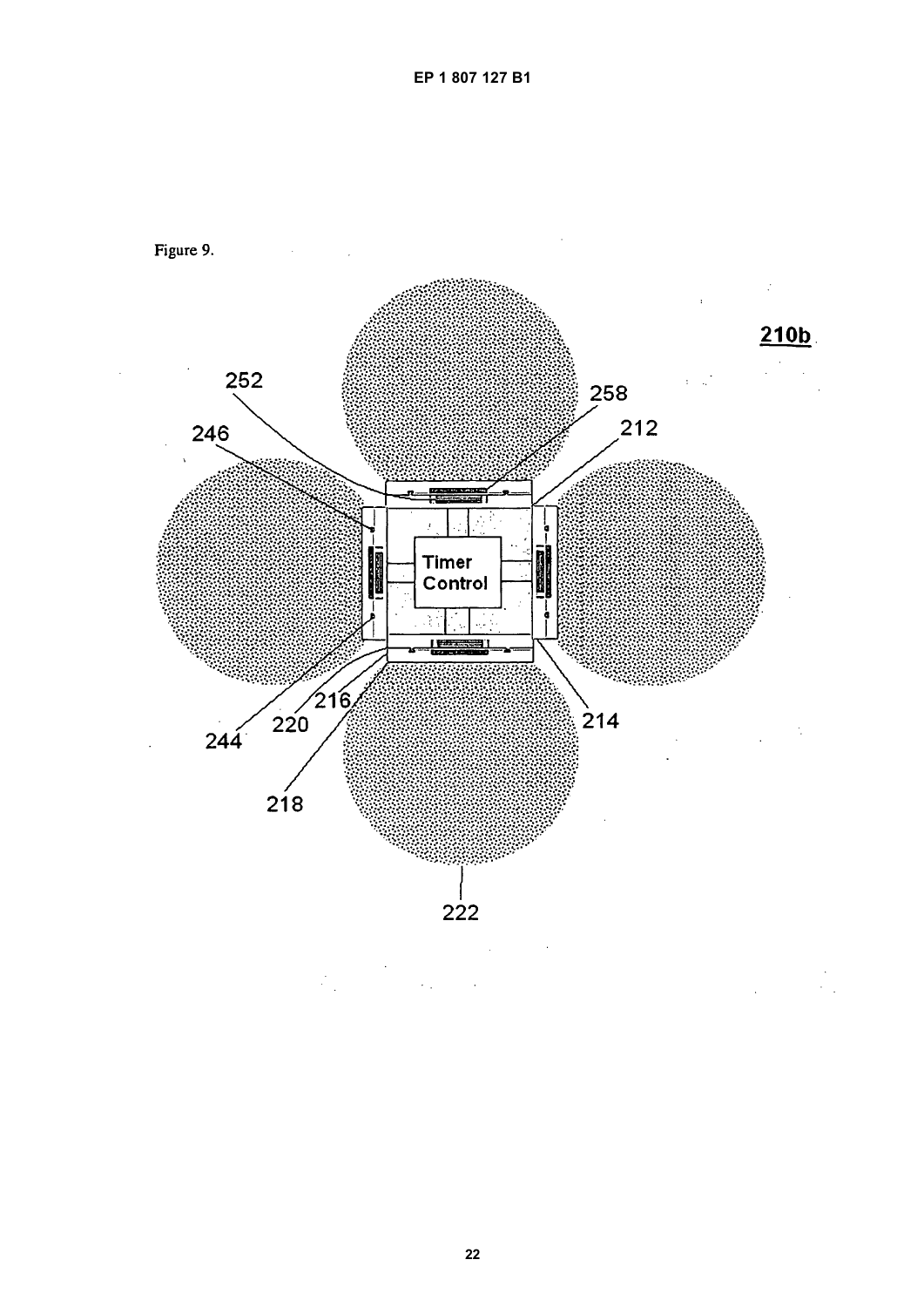Figure 9.

210b

Timer Control

252 246 258 212 214 216 220 244 218 222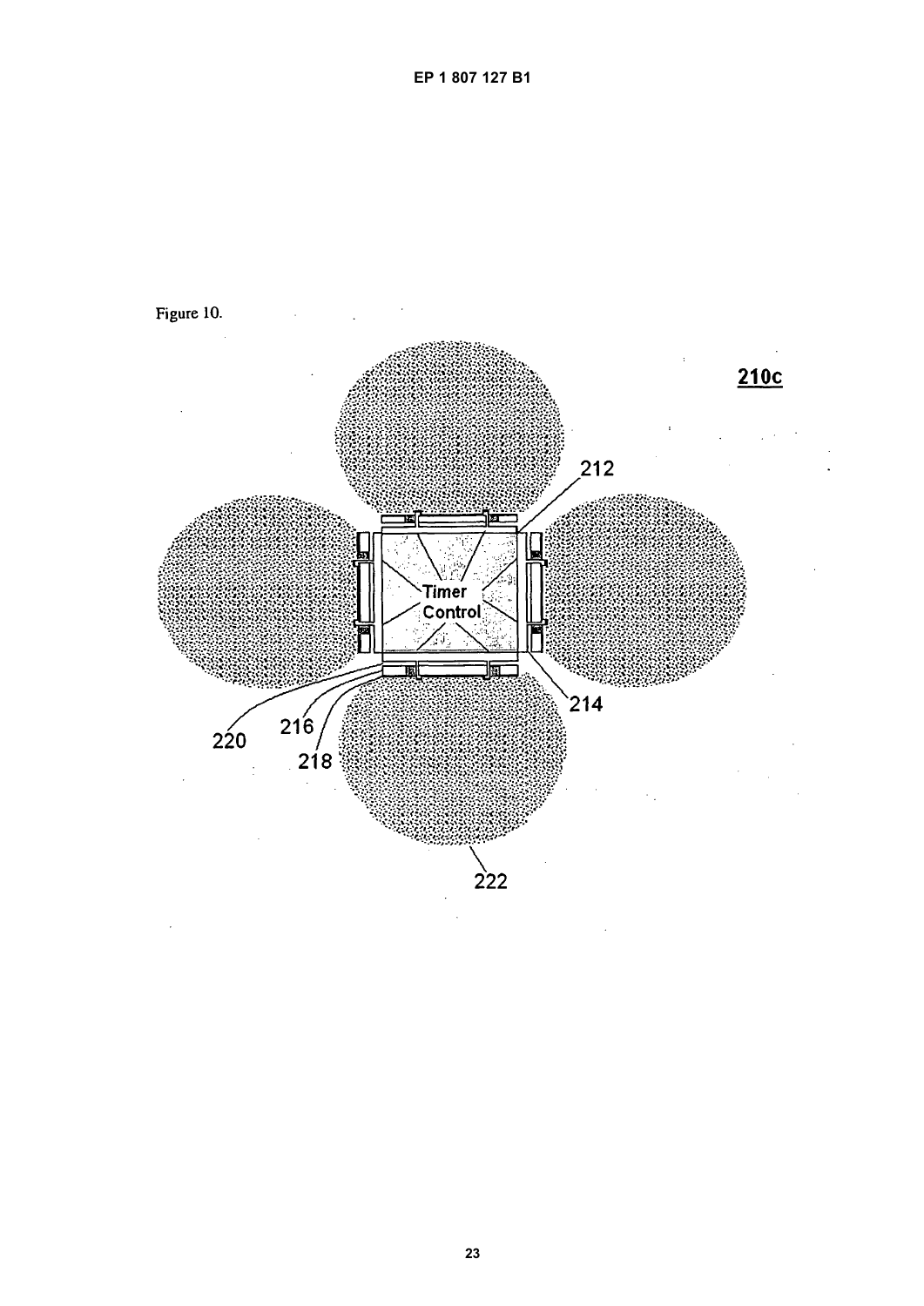Figure 10.

210c

Timer Control

212

214

220

216

218

222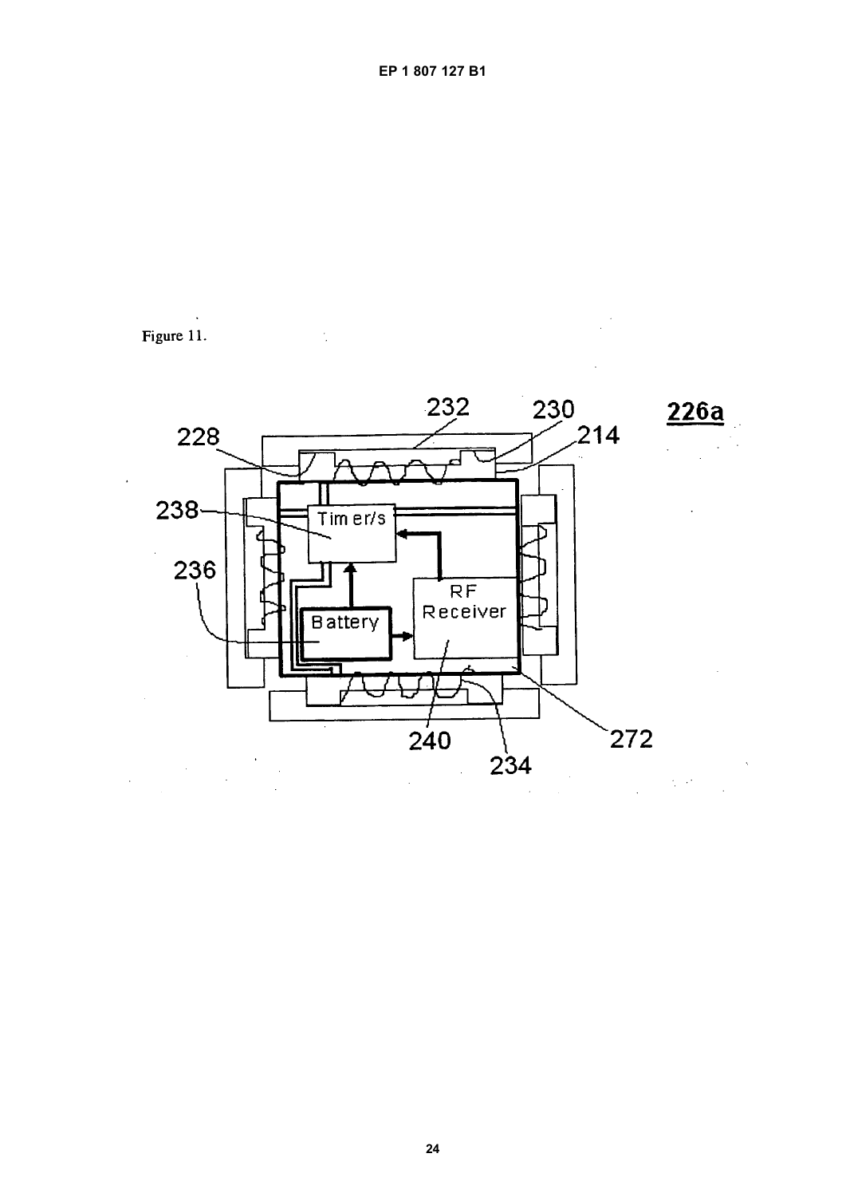Figure 11.

226a

228 232 230 214

238 Tim er/s

236 Battery

RF Receiver

240 234 272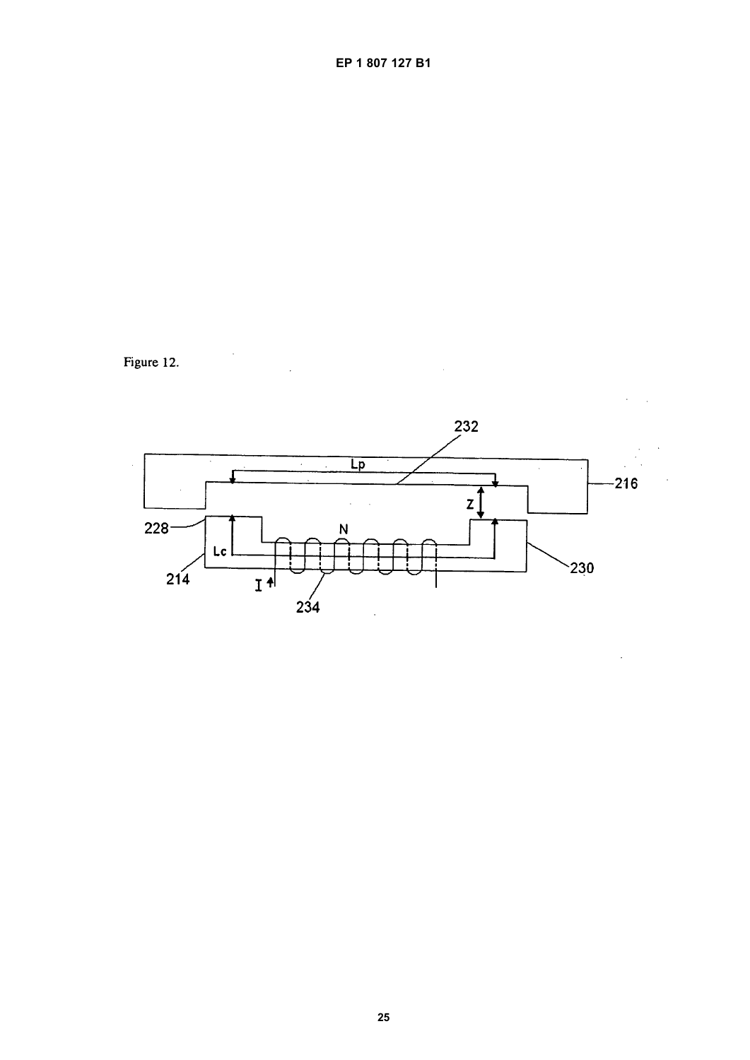Figure 12.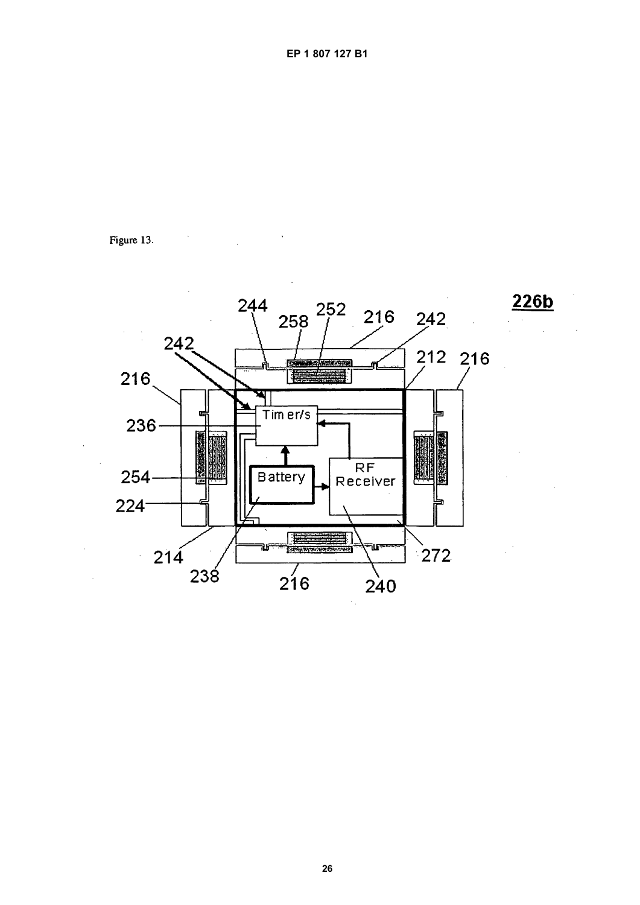Figure 13.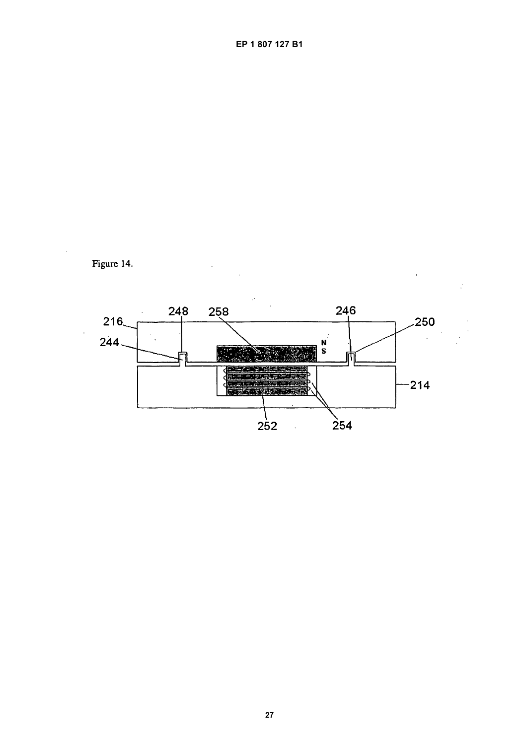Figure 14.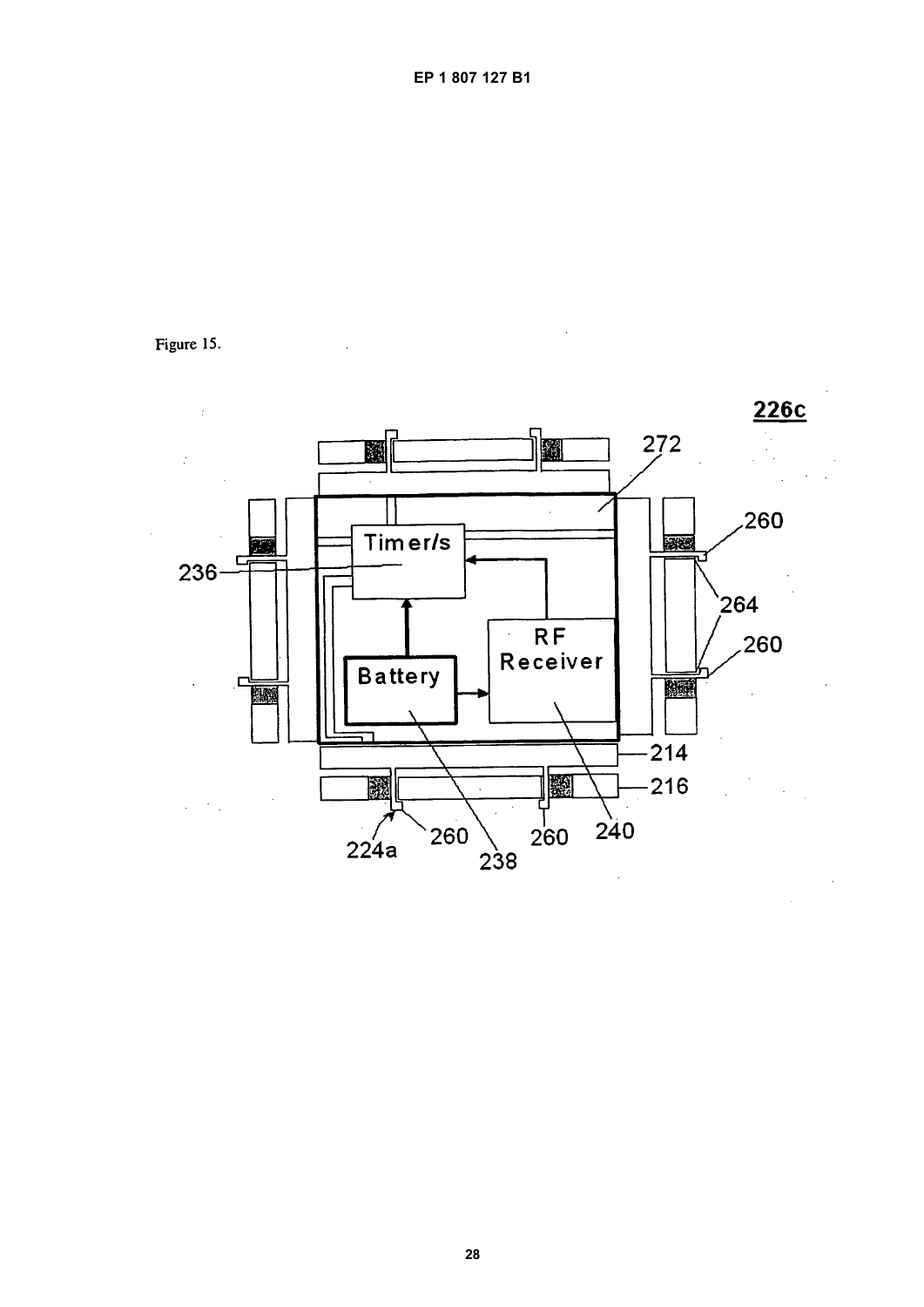Figure 15.

226c

Timer/s

Battery

RF Receiver

272

260

264

260

236

214

216

224a

260

238

260

240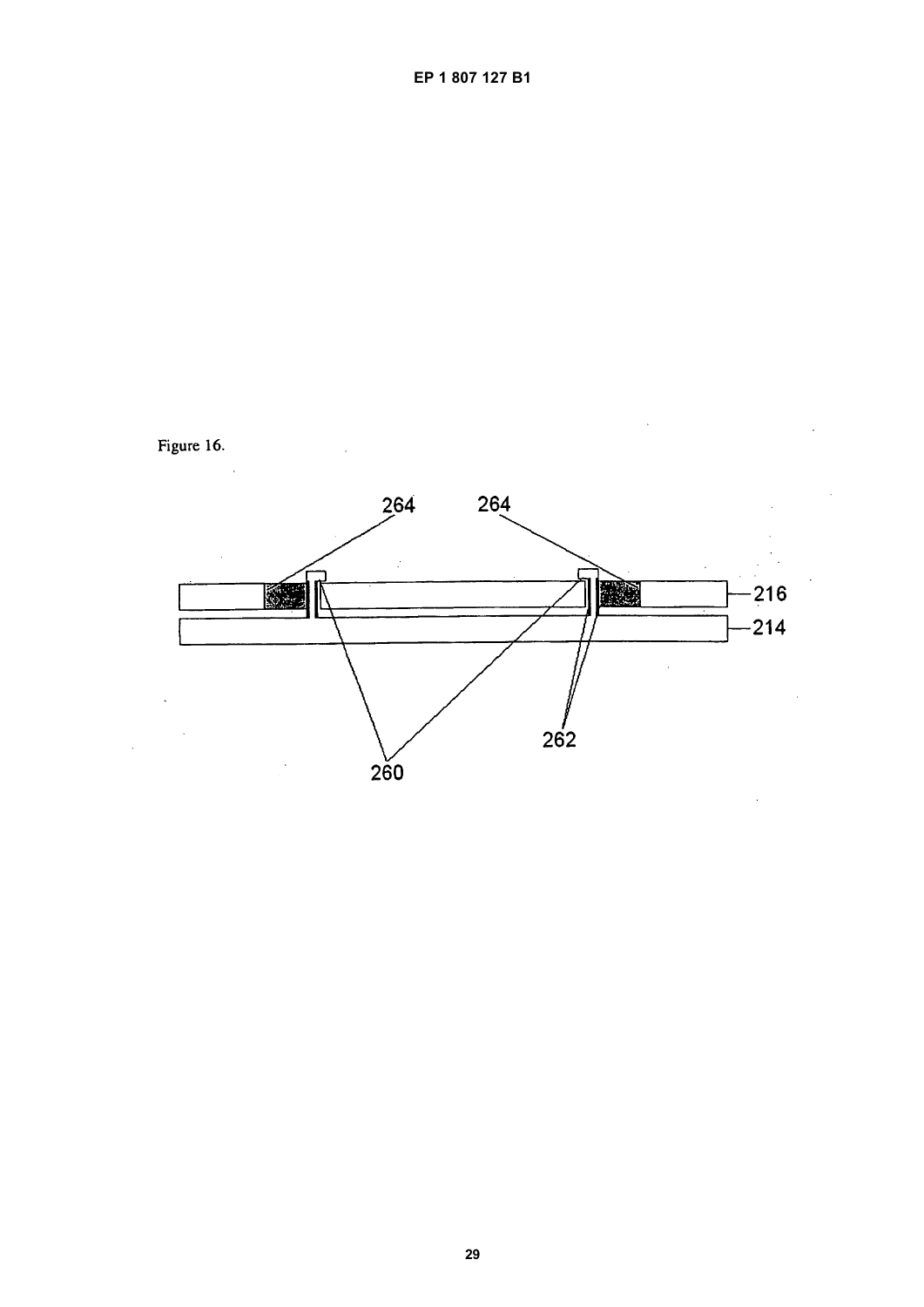Figure 16.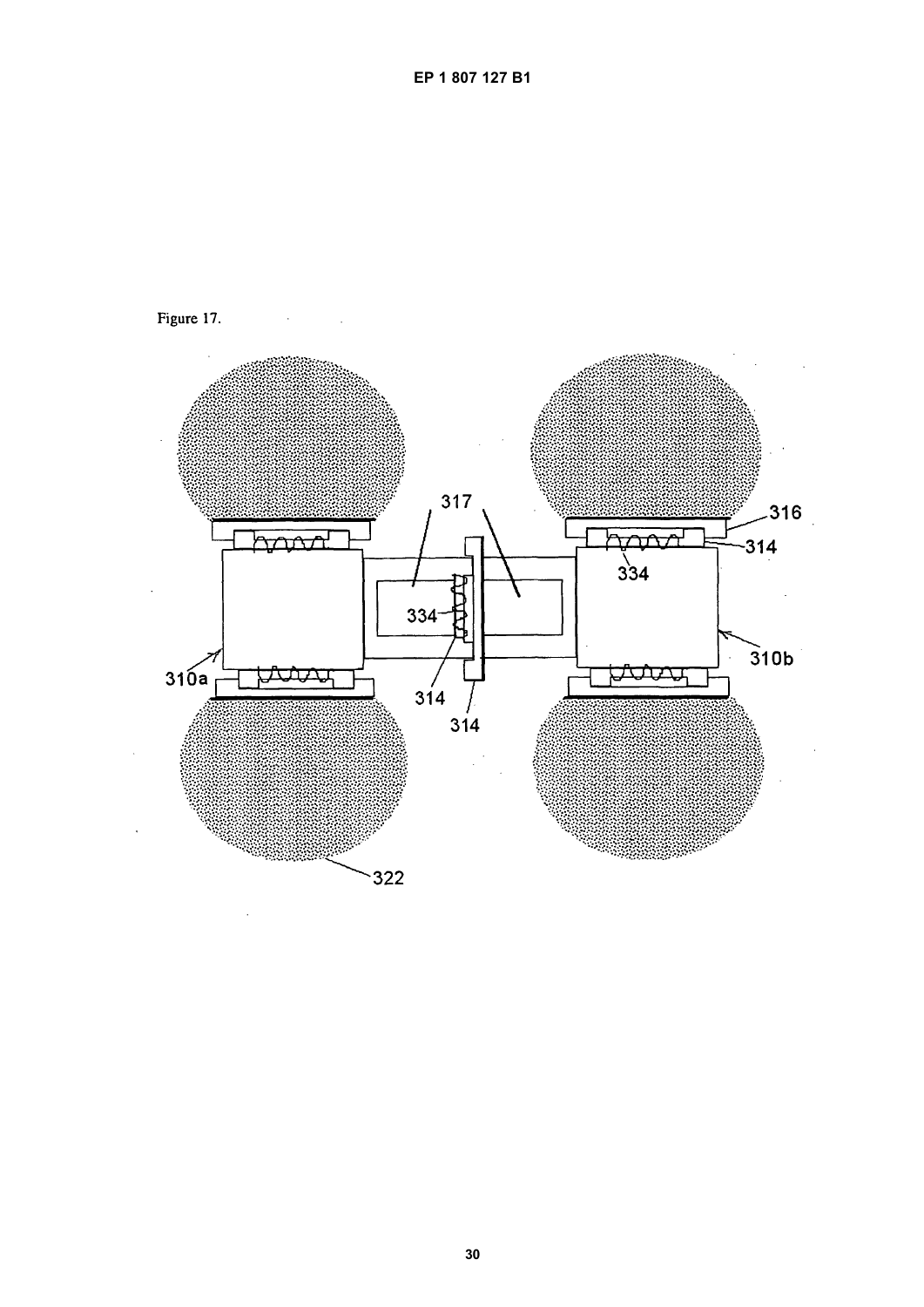Figure 17.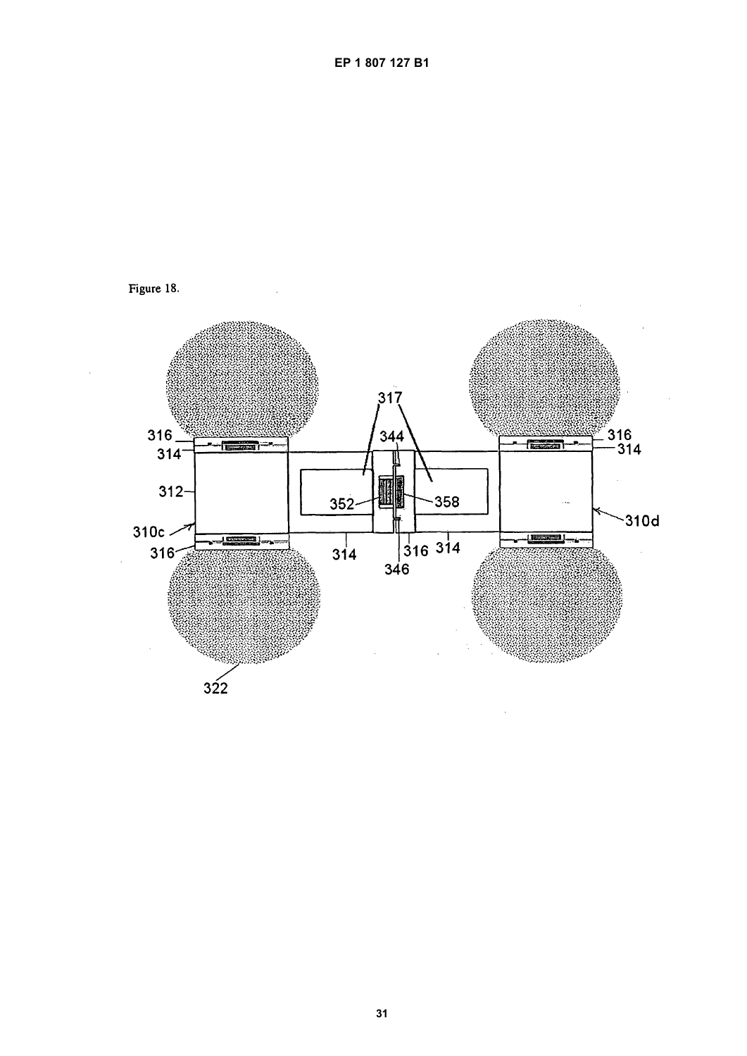Figure 18.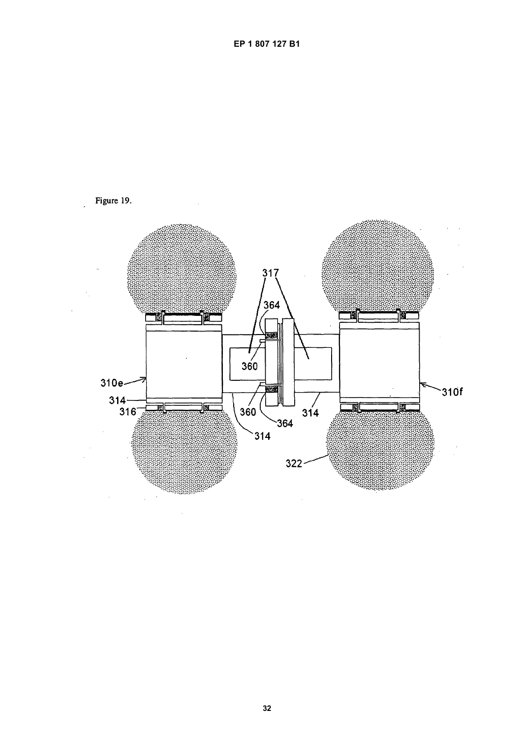Figure 19.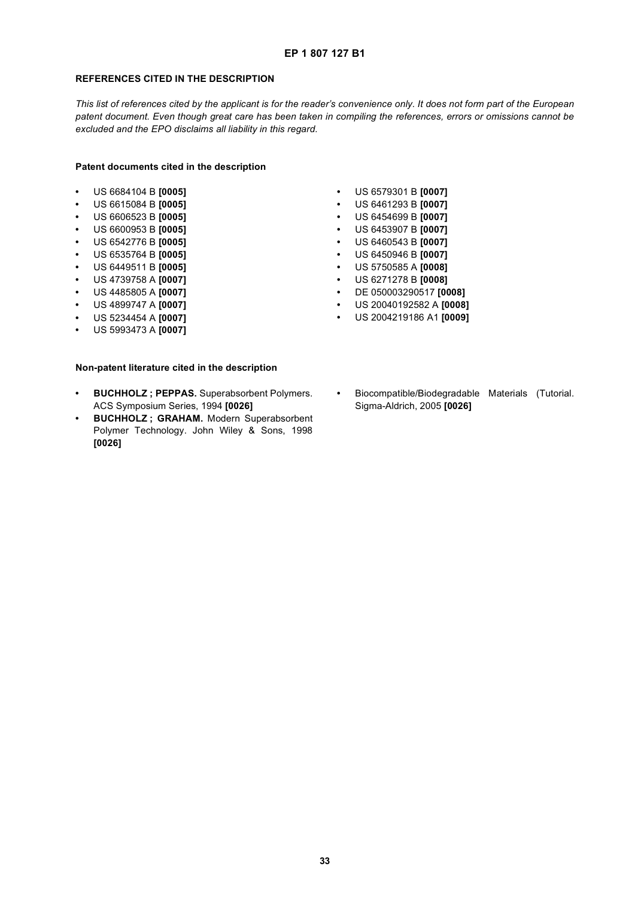## REFERENCES CITED IN THE DESCRIPTION

*This list of references cited by the applicant is for the reader's convenience only. It does not form part of the European patent document. Even though great care has been taken in compiling the references, errors or omissions cannot be excluded and the EPO disclaims all liability in this regard.*

### Patent documents cited in the description

- US 6684104 B **[0005]**
- US 6615084 B **[0005]**
- US 6606523 B **[0005]**
- US 6600953 B **[0005]**
- US 6542776 B **[0005]**
- US 6535764 B **[0005]**
- US 6449511 B **[0005]**
- US 4739758 A **[0007]**
- US 4485805 A **[0007]**
- US 4899747 A **[0007]**
- US 5234454 A **[0007]**
- US 5993473 A **[0007]**
- US 6579301 B **[0007]**
- US 6461293 B **[0007]**
- US 6454699 B **[0007]**
- US 6453907 B **[0007]**
- US 6460543 B **[0007]**
- US 6450946 B **[0007]**
- US 5750585 A **[0008]**
- US 6271278 B **[0008]**
- DE 050003290517 **[0008]**
- US 20040192582 A **[0008]**
- US 2004219186 A1 **[0009]**

### Non-patent literature cited in the description

- **BUCHHOLZ ; PEPPAS.** Superabsorbent Polymers. ACS Symposium Series, 1994 **[0026]**
- **BUCHHOLZ ; GRAHAM.** Modern Superabsorbent Polymer Technology. John Wiley & Sons, 1998 **[0026]**
- Biocompatible/Biodegradable Materials (Tutorial. Sigma-Aldrich, 2005 **[0026]**